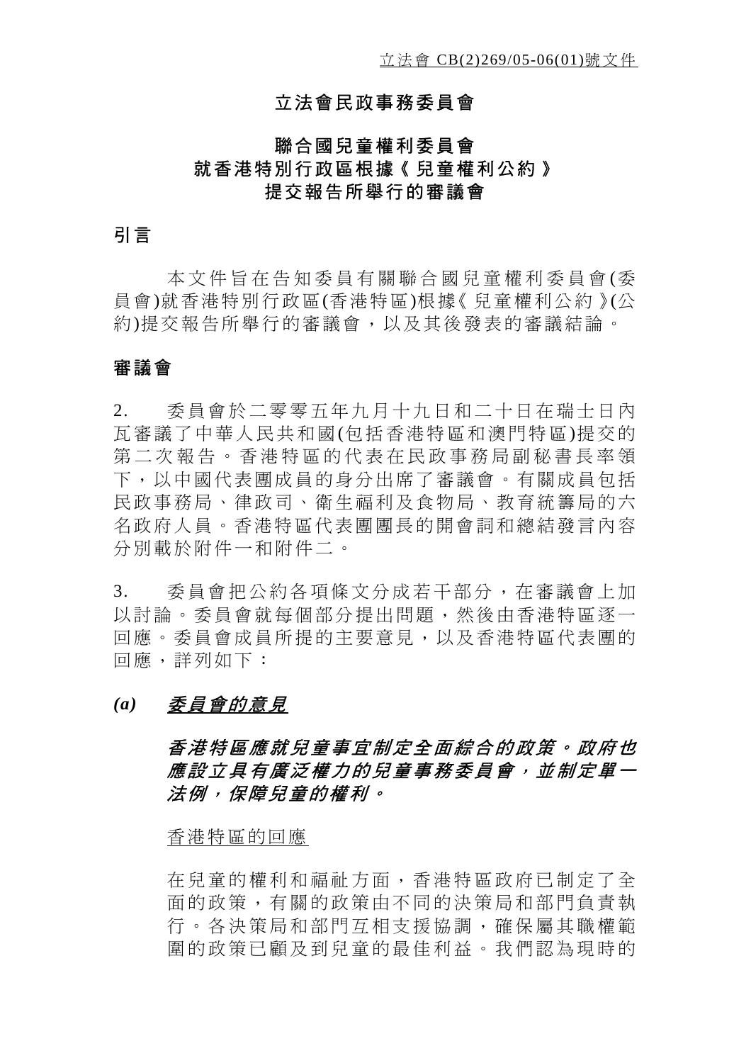立法會 CB(2)269/05-06(01)號文件

# 立法會民政事務委員會

## 聯合國兒童權利委員會
## 就香港特別行政區根據《兒童權利公約》
## 提交報告所舉行的審議會

## 引言

本文件旨在告知委員有關聯合國兒童權利委員會(委員會)就香港特別行政區(香港特區)根據《兒童權利公約》(公約)提交報告所舉行的審議會，以及其後發表的審議結論。

## 審議會

2. 委員會於二零零五年九月十九日和二十日在瑞士日內瓦審議了中華人民共和國(包括香港特區和澳門特區)提交的第二次報告。香港特區的代表在民政事務局副秘書長率領下，以中國代表團成員的身分出席了審議會。有關成員包括民政事務局、律政司、衞生福利及食物局、教育統籌局的六名政府人員。香港特區代表團團長的開會詞和總結發言內容分別載於附件一和附件二。

3. 委員會把公約各項條文分成若干部分，在審議會上加以討論。委員會就每個部分提出問題，然後由香港特區逐一回應。委員會成員所提的主要意見，以及香港特區代表團的回應，詳列如下：

*(a)* ***委員會的意見***

***香港特區應就兒童事宜制定全面綜合的政策。政府也應設立具有廣泛權力的兒童事務委員會，並制定單一法例，保障兒童的權利。***

香港特區的回應

在兒童的權利和福祉方面，香港特區政府已制定了全面的政策，有關的政策由不同的決策局和部門負責執行。各決策局和部門互相支援協調，確保屬其職權範圍的政策已顧及到兒童的最佳利益。我們認為現時的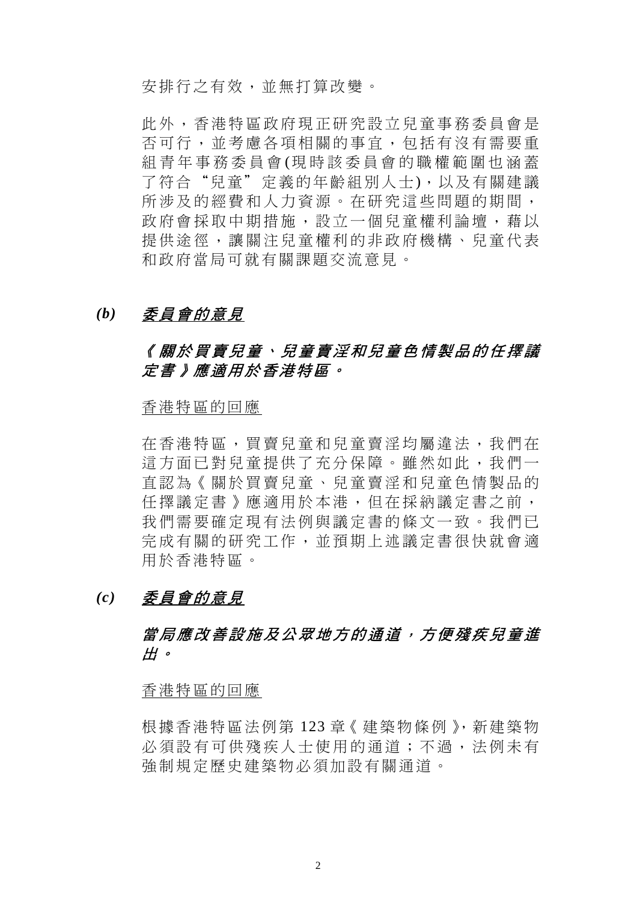安排行之有效，並無打算改變。

此外，香港特區政府現正研究設立兒童事務委員會是否可行，並考慮各項相關的事宜，包括有沒有需要重組青年事務委員會(現時該委員會的職權範圍也涵蓋了符合“兒童”定義的年齡組別人士)，以及有關建議所涉及的經費和人力資源。在研究這些問題的期間，政府會採取中期措施，設立一個兒童權利論壇，藉以提供途徑，讓關注兒童權利的非政府機構、兒童代表和政府當局可就有關課題交流意見。

***(b)*** ***<u>委員會的意見</u>***

***《關於買賣兒童、兒童賣淫和兒童色情製品的任擇議定書》應適用於香港特區。***

<u>香港特區的回應</u>

在香港特區，買賣兒童和兒童賣淫均屬違法，我們在這方面已對兒童提供了充分保障。雖然如此，我們一直認為《關於買賣兒童、兒童賣淫和兒童色情製品的任擇議定書》應適用於本港，但在採納議定書之前，我們需要確定現有法例與議定書的條文一致。我們已完成有關的研究工作，並預期上述議定書很快就會適用於香港特區。

***(c)*** ***<u>委員會的意見</u>***

***當局應改善設施及公眾地方的通道，方便殘疾兒童進出。***

<u>香港特區的回應</u>

根據香港特區法例第 123 章《建築物條例》，新建築物必須設有可供殘疾人士使用的通道；不過，法例未有強制規定歷史建築物必須加設有關通道。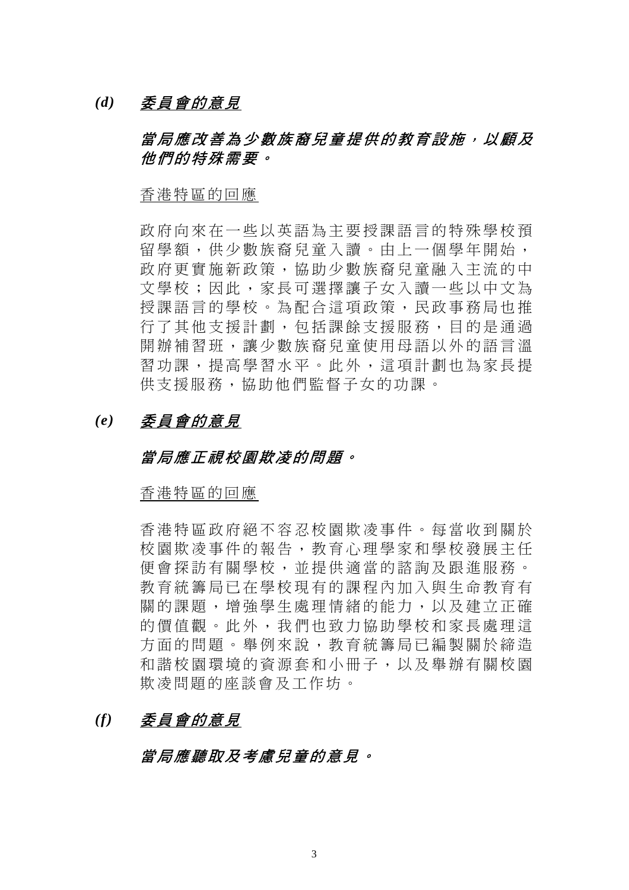*(d)* ***<u>委員會的意見</u>***

***當局應改善為少數族裔兒童提供的教育設施，以顧及他們的特殊需要。***

<u>香港特區的回應</u>

政府向來在一些以英語為主要授課語言的特殊學校預留學額，供少數族裔兒童入讀。由上一個學年開始，政府更實施新政策，協助少數族裔兒童融入主流的中文學校；因此，家長可選擇讓子女入讀一些以中文為授課語言的學校。為配合這項政策，民政事務局也推行了其他支援計劃，包括課餘支援服務，目的是通過開辦補習班，讓少數族裔兒童使用母語以外的語言溫習功課，提高學習水平。此外，這項計劃也為家長提供支援服務，協助他們監督子女的功課。

*(e)* ***<u>委員會的意見</u>***

***當局應正視校園欺凌的問題。***

<u>香港特區的回應</u>

香港特區政府絕不容忍校園欺凌事件。每當收到關於校園欺凌事件的報告，教育心理學家和學校發展主任便會探訪有關學校，並提供適當的諮詢及跟進服務。教育統籌局已在學校現有的課程內加入與生命教育有關的課題，增強學生處理情緒的能力，以及建立正確的價值觀。此外，我們也致力協助學校和家長處理這方面的問題。舉例來說，教育統籌局已編製關於締造和諧校園環境的資源套和小冊子，以及舉辦有關校園欺凌問題的座談會及工作坊。

*(f)* ***<u>委員會的意見</u>***

***當局應聽取及考慮兒童的意見。***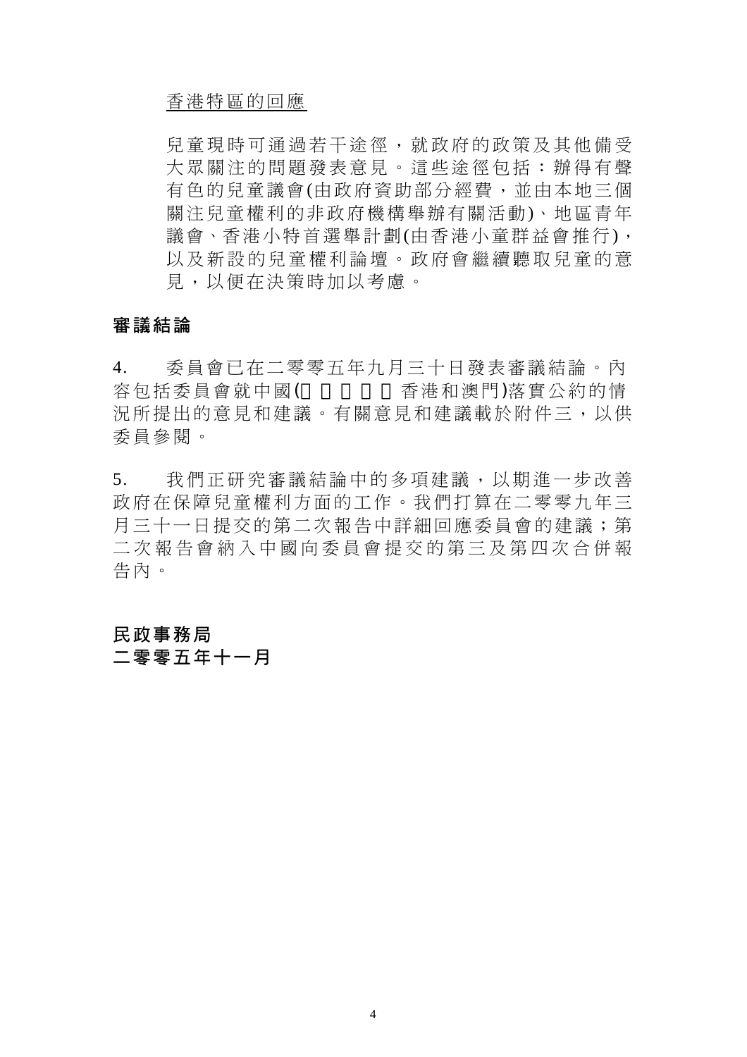<u>香港特區的回應</u>

兒童現時可通過若干途徑，就政府的政策及其他備受大眾關注的問題發表意見。這些途徑包括：辦得有聲有色的兒童議會(由政府資助部分經費，並由本地三個關注兒童權利的非政府機構舉辦有關活動)、地區青年議會、香港小特首選舉計劃(由香港小童群益會推行)，以及新設的兒童權利論壇。政府會繼續聽取兒童的意見，以便在決策時加以考慮。

## 審議結論

4. 委員會已在二零零五年九月三十日發表審議結論。內容包括委員會就中國(□□□□□香港和澳門)落實公約的情況所提出的意見和建議。有關意見和建議載於附件三，以供委員參閱。

5. 我們正研究審議結論中的多項建議，以期進一步改善政府在保障兒童權利方面的工作。我們打算在二零零九年三月三十一日提交的第二次報告中詳細回應委員會的建議；第二次報告會納入中國向委員會提交的第三及第四次合併報告內。

**民政事務局**
**二零零五年十一月**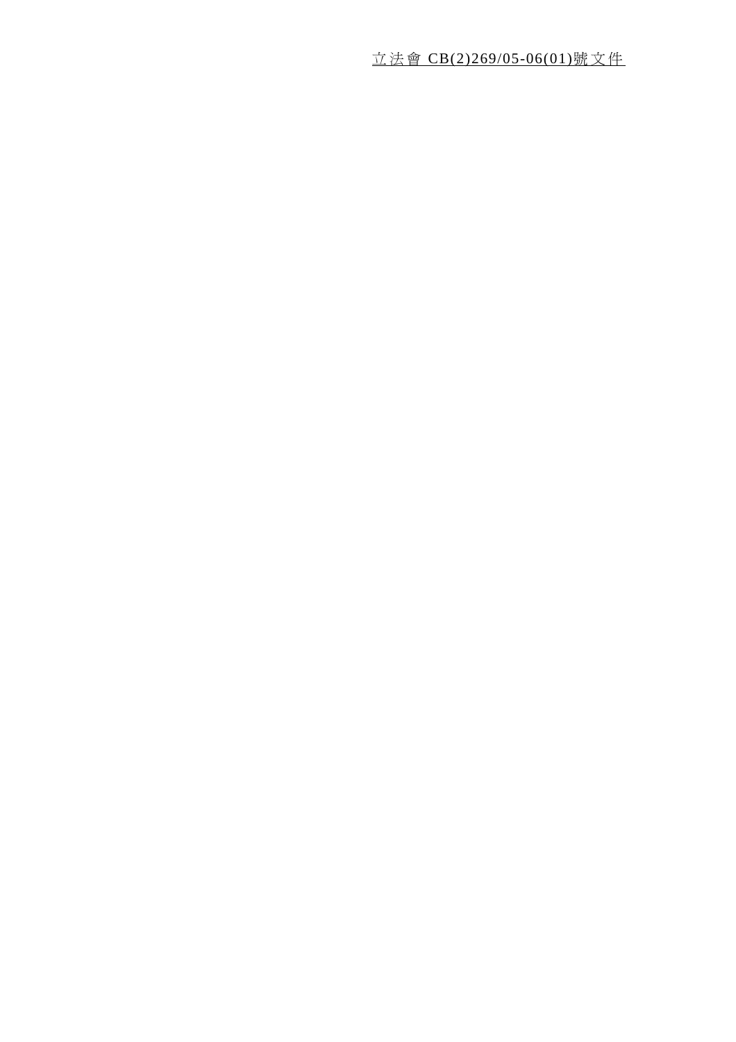立法會 CB(2)269/05-06(01)號文件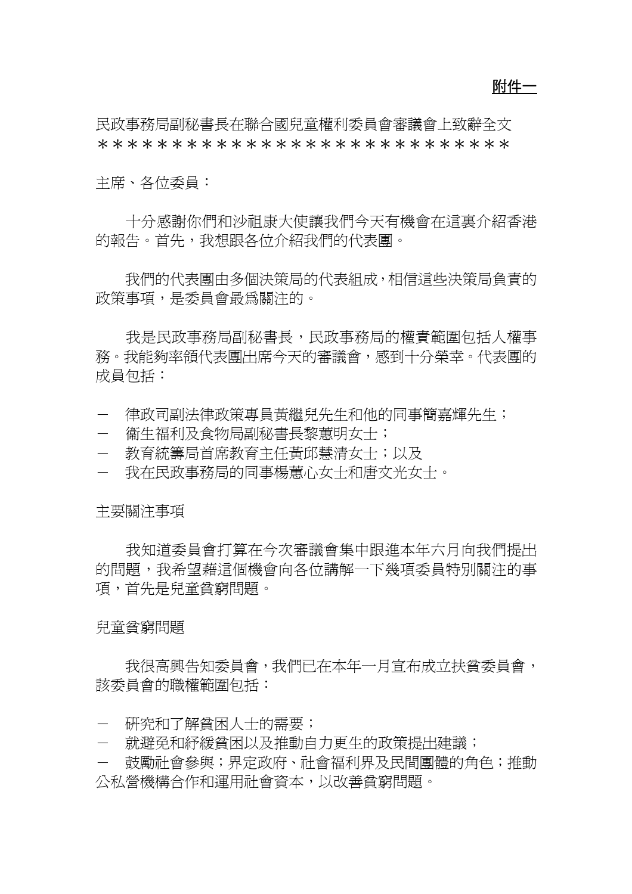**附件一**

民政事務局副秘書長在聯合國兒童權利委員會審議會上致辭全文
＊＊＊＊＊＊＊＊＊＊＊＊＊＊＊＊＊＊＊＊＊＊＊＊＊＊＊＊

主席、各位委員：

十分感謝你們和沙祖康大使讓我們今天有機會在這裏介紹香港的報告。首先，我想跟各位介紹我們的代表團。

我們的代表團由多個決策局的代表組成，相信這些決策局負責的政策事項，是委員會最爲關注的。

我是民政事務局副秘書長，民政事務局的權責範圍包括人權事務。我能夠率領代表團出席今天的審議會，感到十分榮幸。代表團的成員包括：

－ 律政司副法律政策專員黃繼兒先生和他的同事簡嘉輝先生；
－ 衞生福利及食物局副秘書長黎蕙明女士；
－ 教育統籌局首席教育主任黃邱慧清女士；以及
－ 我在民政事務局的同事楊蕙心女士和唐文光女士。

主要關注事項

我知道委員會打算在今次審議會集中跟進本年六月向我們提出的問題，我希望藉這個機會向各位講解一下幾項委員特別關注的事項，首先是兒童貧窮問題。

兒童貧窮問題

我很高興告知委員會，我們已在本年一月宣布成立扶貧委員會，該委員會的職權範圍包括：

－ 研究和了解貧困人士的需要；
－ 就避免和紓緩貧困以及推動自力更生的政策提出建議；
－ 鼓勵社會參與；界定政府、社會福利界及民間團體的角色；推動公私營機構合作和運用社會資本，以改善貧窮問題。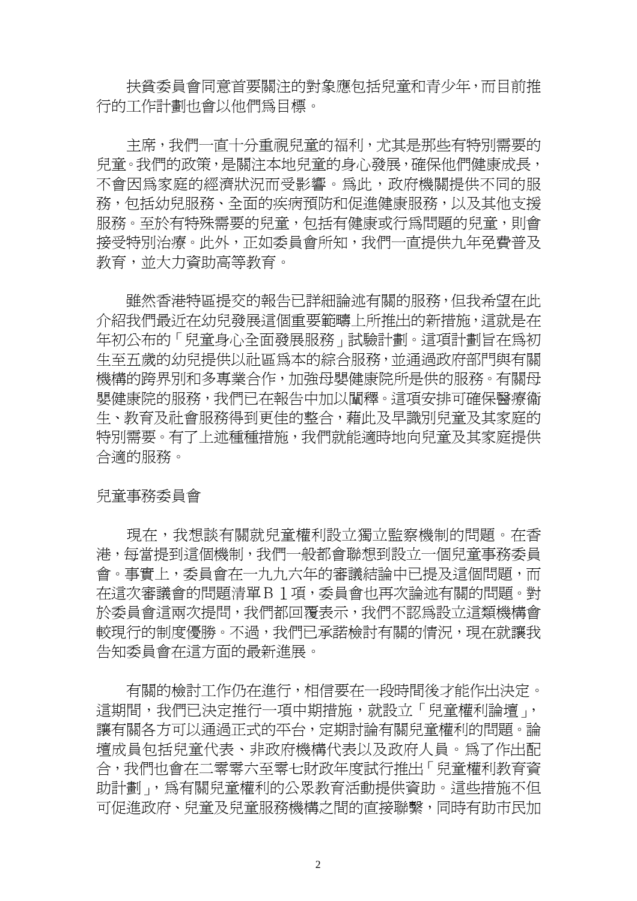扶貧委員會同意首要關注的對象應包括兒童和青少年，而目前推行的工作計劃也會以他們爲目標。

主席，我們一直十分重視兒童的福利，尤其是那些有特別需要的兒童。我們的政策，是關注本地兒童的身心發展，確保他們健康成長，不會因爲家庭的經濟狀況而受影響。爲此，政府機關提供不同的服務，包括幼兒服務、全面的疾病預防和促進健康服務，以及其他支援服務。至於有特殊需要的兒童，包括有健康或行爲問題的兒童，則會接受特別治療。此外，正如委員會所知，我們一直提供九年免費普及教育，並大力資助高等教育。

雖然香港特區提交的報告已詳細論述有關的服務，但我希望在此介紹我們最近在幼兒發展這個重要範疇上所推出的新措施，這就是在年初公布的「兒童身心全面發展服務」試驗計劃。這項計劃旨在爲初生至五歲的幼兒提供以社區爲本的綜合服務，並通過政府部門與有關機構的跨界別和多專業合作，加強母嬰健康院所提供的服務。有關母嬰健康院的服務，我們已在報告中加以闡釋。這項安排可確保醫療衞生、教育及社會服務得到更佳的整合，藉此及早識別兒童及其家庭的特別需要。有了上述種種措施，我們就能適時地向兒童及其家庭提供合適的服務。

兒童事務委員會

現在，我想談有關就兒童權利設立獨立監察機制的問題。在香港，每當提到這個機制，我們一般都會聯想到設立一個兒童事務委員會。事實上，委員會在一九九六年的審議結論中已提及這個問題，而在這次審議會的問題清單Ｂ１項，委員會也再次論述有關的問題。對於委員會這兩次提問，我們都回覆表示，我們不認爲設立這類機構會較現行的制度優勝。不過，我們已承諾檢討有關的情況，現在就讓我告知委員會在這方面的最新進展。

有關的檢討工作仍在進行，相信要在一段時間後才能作出決定。這期間，我們已決定推行一項中期措施，就設立「兒童權利論壇」，讓有關各方可以通過正式的平台，定期討論有關兒童權利的問題。論壇成員包括兒童代表、非政府機構代表以及政府人員。爲了作出配合，我們也會在二零零六至零七財政年度試行推出「兒童權利教育資助計劃」，爲有關兒童權利的公眾教育活動提供資助。這些措施不但可促進政府、兒童及兒童服務機構之間的直接聯繫，同時有助市民加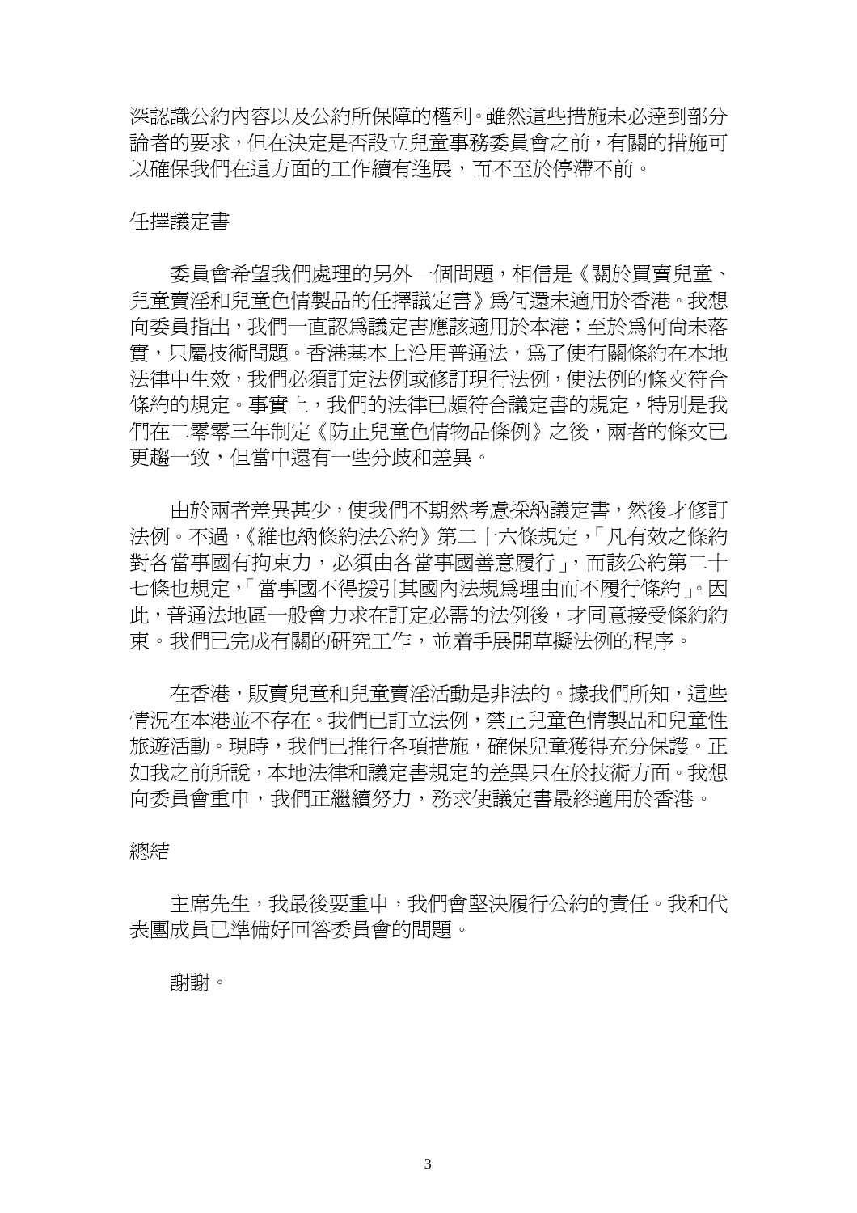深認識公約內容以及公約所保障的權利。雖然這些措施未必達到部分論者的要求，但在決定是否設立兒童事務委員會之前，有關的措施可以確保我們在這方面的工作續有進展，而不至於停滯不前。

## 任擇議定書

委員會希望我們處理的另外一個問題，相信是《關於買賣兒童、兒童賣淫和兒童色情製品的任擇議定書》爲何還未適用於香港。我想向委員指出，我們一直認爲議定書應該適用於本港；至於爲何尚未落實，只屬技術問題。香港基本上沿用普通法，爲了使有關條約在本地法律中生效，我們必須訂定法例或修訂現行法例，使法例的條文符合條約的規定。事實上，我們的法律已頗符合議定書的規定，特別是我們在二零零三年制定《防止兒童色情物品條例》之後，兩者的條文已更趨一致，但當中還有一些分歧和差異。

由於兩者差異甚少，使我們不期然考慮採納議定書，然後才修訂法例。不過，《維也納條約法公約》第二十六條規定，「凡有效之條約對各當事國有拘束力，必須由各當事國善意履行」，而該公約第二十七條也規定，「當事國不得援引其國內法規爲理由而不履行條約」。因此，普通法地區一般會力求在訂定必需的法例後，才同意接受條約約束。我們已完成有關的研究工作，並着手展開草擬法例的程序。

在香港，販賣兒童和兒童賣淫活動是非法的。據我們所知，這些情況在本港並不存在。我們已訂立法例，禁止兒童色情製品和兒童性旅遊活動。現時，我們已推行各項措施，確保兒童獲得充分保護。正如我之前所說，本地法律和議定書規定的差異只在於技術方面。我想向委員會重申，我們正繼續努力，務求使議定書最終適用於香港。

## 總結

主席先生，我最後要重申，我們會堅決履行公約的責任。我和代表團成員已準備好回答委員會的問題。

謝謝。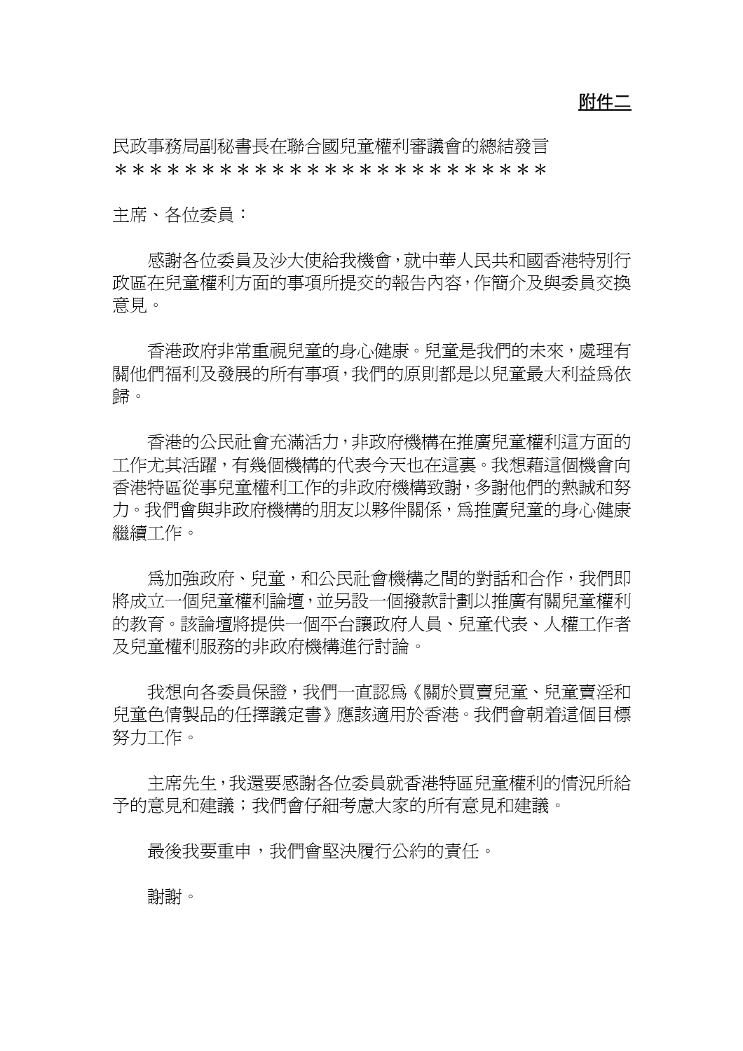**附件二**

民政事務局副秘書長在聯合國兒童權利審議會的總結發言
＊＊＊＊＊＊＊＊＊＊＊＊＊＊＊＊＊＊＊＊＊＊＊＊＊

主席、各位委員：

感謝各位委員及沙大使給我機會，就中華人民共和國香港特別行政區在兒童權利方面的事項所提交的報告內容，作簡介及與委員交換意見。

香港政府非常重視兒童的身心健康。兒童是我們的未來，處理有關他們福利及發展的所有事項，我們的原則都是以兒童最大利益爲依歸。

香港的公民社會充滿活力，非政府機構在推廣兒童權利這方面的工作尤其活躍，有幾個機構的代表今天也在這裏。我想藉這個機會向香港特區從事兒童權利工作的非政府機構致謝，多謝他們的熱誠和努力。我們會與非政府機構的朋友以夥伴關係，爲推廣兒童的身心健康繼續工作。

爲加強政府、兒童，和公民社會機構之間的對話和合作，我們即將成立一個兒童權利論壇，並另設一個撥款計劃以推廣有關兒童權利的教育。該論壇將提供一個平台讓政府人員、兒童代表、人權工作者及兒童權利服務的非政府機構進行討論。

我想向各委員保證，我們一直認爲《關於買賣兒童、兒童賣淫和兒童色情製品的任擇議定書》應該適用於香港。我們會朝着這個目標努力工作。

主席先生，我還要感謝各位委員就香港特區兒童權利的情況所給予的意見和建議；我們會仔細考慮大家的所有意見和建議。

最後我要重申，我們會堅決履行公約的責任。

謝謝。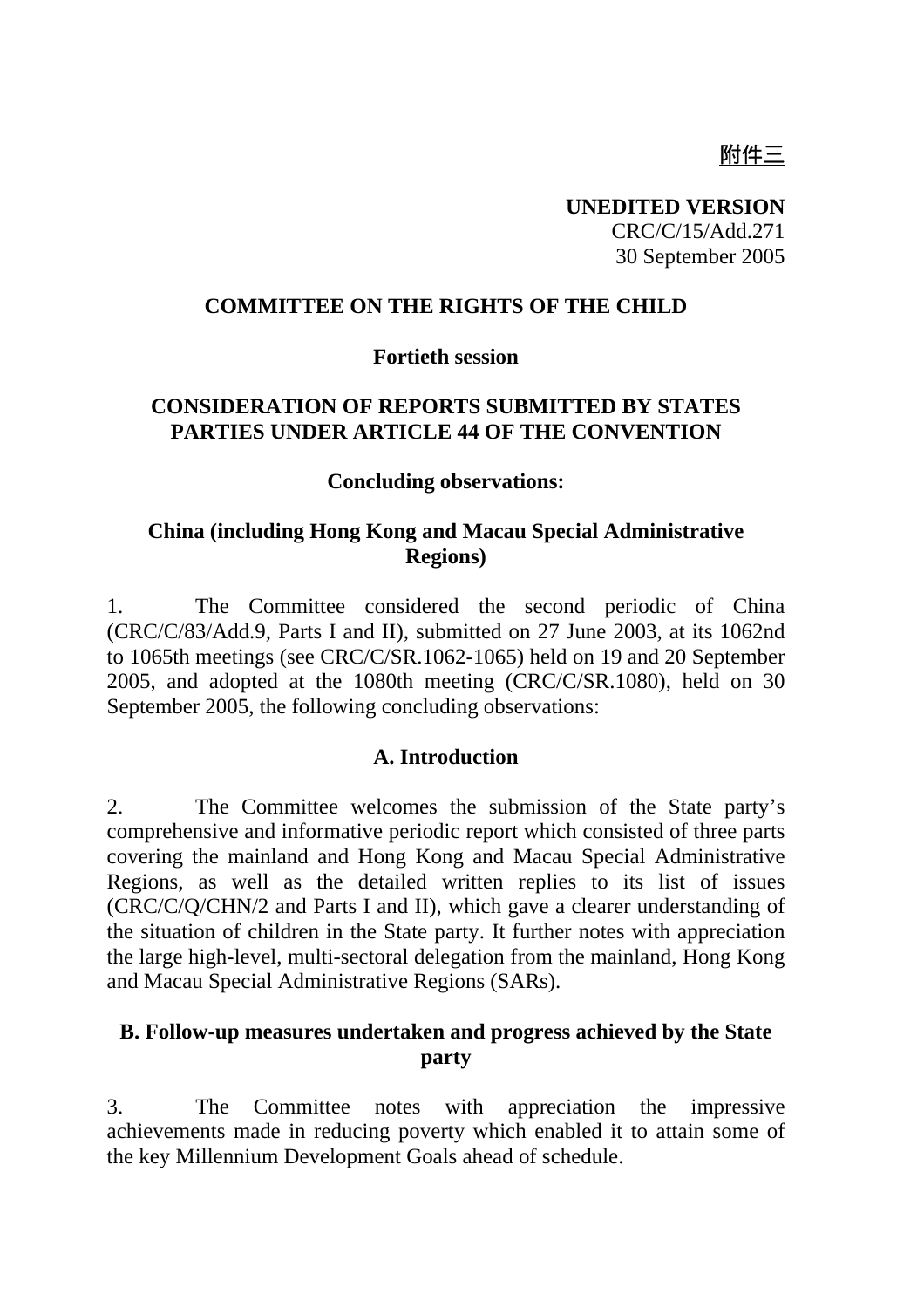附件三

**UNEDITED VERSION**
CRC/C/15/Add.271
30 September 2005

**COMMITTEE ON THE RIGHTS OF THE CHILD**

**Fortieth session**

**CONSIDERATION OF REPORTS SUBMITTED BY STATES PARTIES UNDER ARTICLE 44 OF THE CONVENTION**

**Concluding observations:**

**China (including Hong Kong and Macau Special Administrative Regions)**

1. The Committee considered the second periodic of China (CRC/C/83/Add.9, Parts I and II), submitted on 27 June 2003, at its 1062nd to 1065th meetings (see CRC/C/SR.1062-1065) held on 19 and 20 September 2005, and adopted at the 1080th meeting (CRC/C/SR.1080), held on 30 September 2005, the following concluding observations:

## A. Introduction

2. The Committee welcomes the submission of the State party's comprehensive and informative periodic report which consisted of three parts covering the mainland and Hong Kong and Macau Special Administrative Regions, as well as the detailed written replies to its list of issues (CRC/C/Q/CHN/2 and Parts I and II), which gave a clearer understanding of the situation of children in the State party. It further notes with appreciation the large high-level, multi-sectoral delegation from the mainland, Hong Kong and Macau Special Administrative Regions (SARs).

## B. Follow-up measures undertaken and progress achieved by the State party

3. The Committee notes with appreciation the impressive achievements made in reducing poverty which enabled it to attain some of the key Millennium Development Goals ahead of schedule.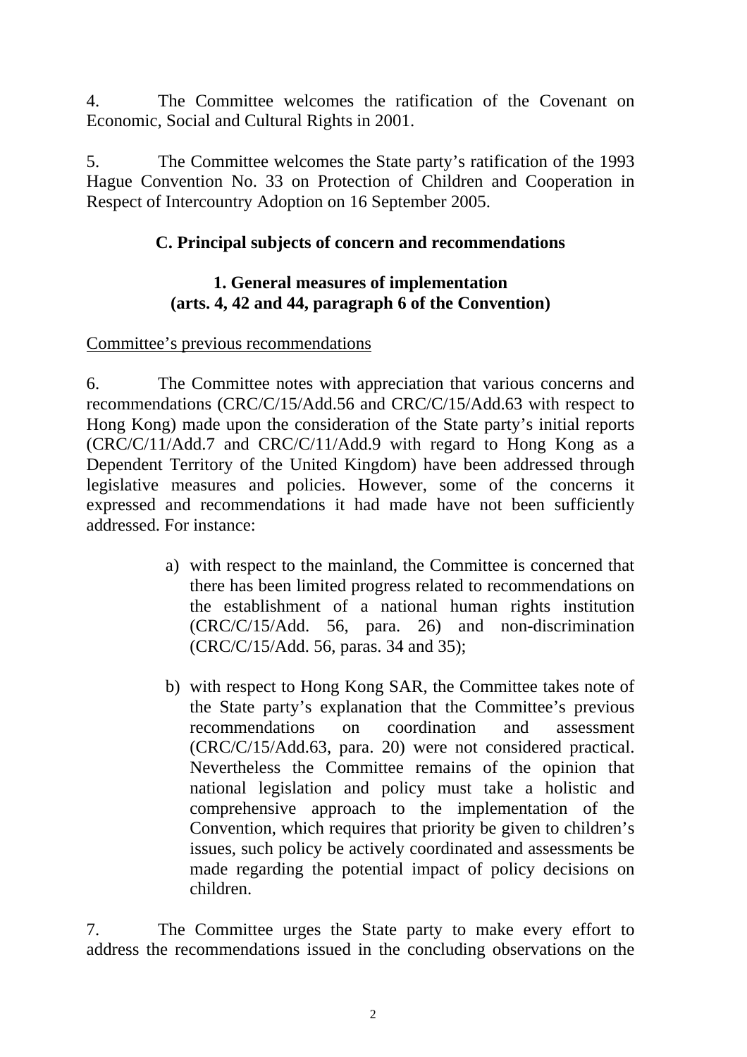4. The Committee welcomes the ratification of the Covenant on Economic, Social and Cultural Rights in 2001.

5. The Committee welcomes the State party's ratification of the 1993 Hague Convention No. 33 on Protection of Children and Cooperation in Respect of Intercountry Adoption on 16 September 2005.

## C. Principal subjects of concern and recommendations

### 1. General measures of implementation (arts. 4, 42 and 44, paragraph 6 of the Convention)

Committee's previous recommendations

6. The Committee notes with appreciation that various concerns and recommendations (CRC/C/15/Add.56 and CRC/C/15/Add.63 with respect to Hong Kong) made upon the consideration of the State party's initial reports (CRC/C/11/Add.7 and CRC/C/11/Add.9 with regard to Hong Kong as a Dependent Territory of the United Kingdom) have been addressed through legislative measures and policies. However, some of the concerns it expressed and recommendations it had made have not been sufficiently addressed. For instance:

a) with respect to the mainland, the Committee is concerned that there has been limited progress related to recommendations on the establishment of a national human rights institution (CRC/C/15/Add. 56, para. 26) and non-discrimination (CRC/C/15/Add. 56, paras. 34 and 35);

b) with respect to Hong Kong SAR, the Committee takes note of the State party's explanation that the Committee's previous recommendations on coordination and assessment (CRC/C/15/Add.63, para. 20) were not considered practical. Nevertheless the Committee remains of the opinion that national legislation and policy must take a holistic and comprehensive approach to the implementation of the Convention, which requires that priority be given to children's issues, such policy be actively coordinated and assessments be made regarding the potential impact of policy decisions on children.

7. The Committee urges the State party to make every effort to address the recommendations issued in the concluding observations on the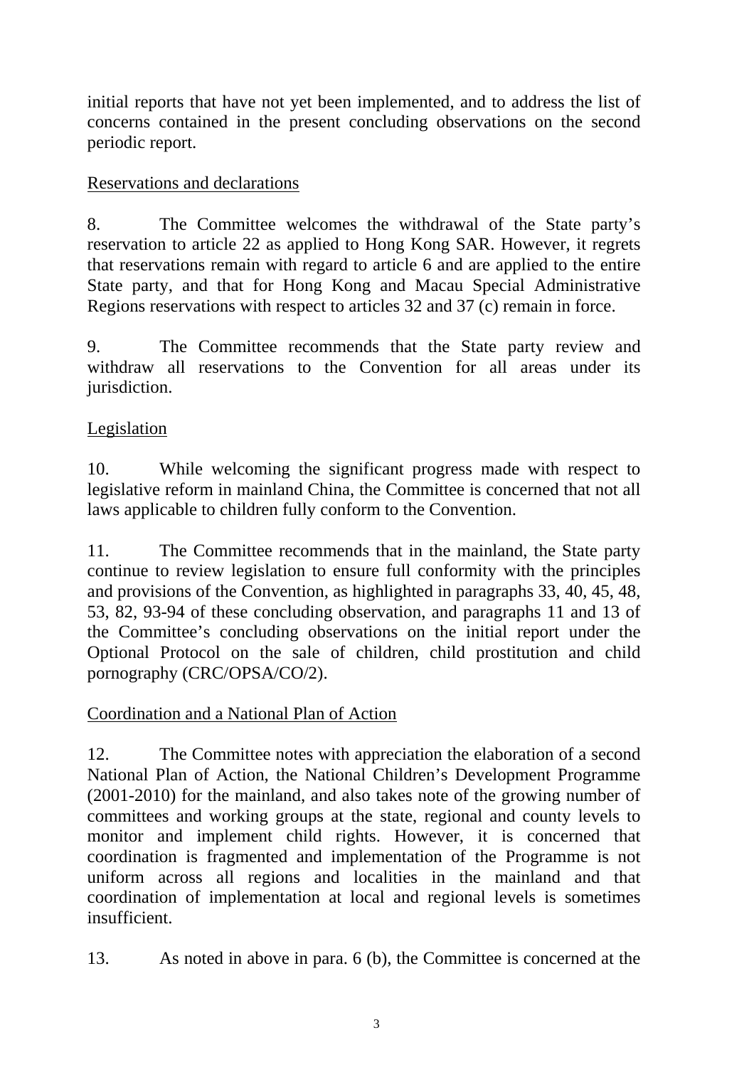initial reports that have not yet been implemented, and to address the list of concerns contained in the present concluding observations on the second periodic report.

Reservations and declarations

8. The Committee welcomes the withdrawal of the State party's reservation to article 22 as applied to Hong Kong SAR. However, it regrets that reservations remain with regard to article 6 and are applied to the entire State party, and that for Hong Kong and Macau Special Administrative Regions reservations with respect to articles 32 and 37 (c) remain in force.

9. The Committee recommends that the State party review and withdraw all reservations to the Convention for all areas under its jurisdiction.

Legislation

10. While welcoming the significant progress made with respect to legislative reform in mainland China, the Committee is concerned that not all laws applicable to children fully conform to the Convention.

11. The Committee recommends that in the mainland, the State party continue to review legislation to ensure full conformity with the principles and provisions of the Convention, as highlighted in paragraphs 33, 40, 45, 48, 53, 82, 93-94 of these concluding observation, and paragraphs 11 and 13 of the Committee's concluding observations on the initial report under the Optional Protocol on the sale of children, child prostitution and child pornography (CRC/OPSA/CO/2).

Coordination and a National Plan of Action

12. The Committee notes with appreciation the elaboration of a second National Plan of Action, the National Children's Development Programme (2001-2010) for the mainland, and also takes note of the growing number of committees and working groups at the state, regional and county levels to monitor and implement child rights. However, it is concerned that coordination is fragmented and implementation of the Programme is not uniform across all regions and localities in the mainland and that coordination of implementation at local and regional levels is sometimes insufficient.

13. As noted in above in para. 6 (b), the Committee is concerned at the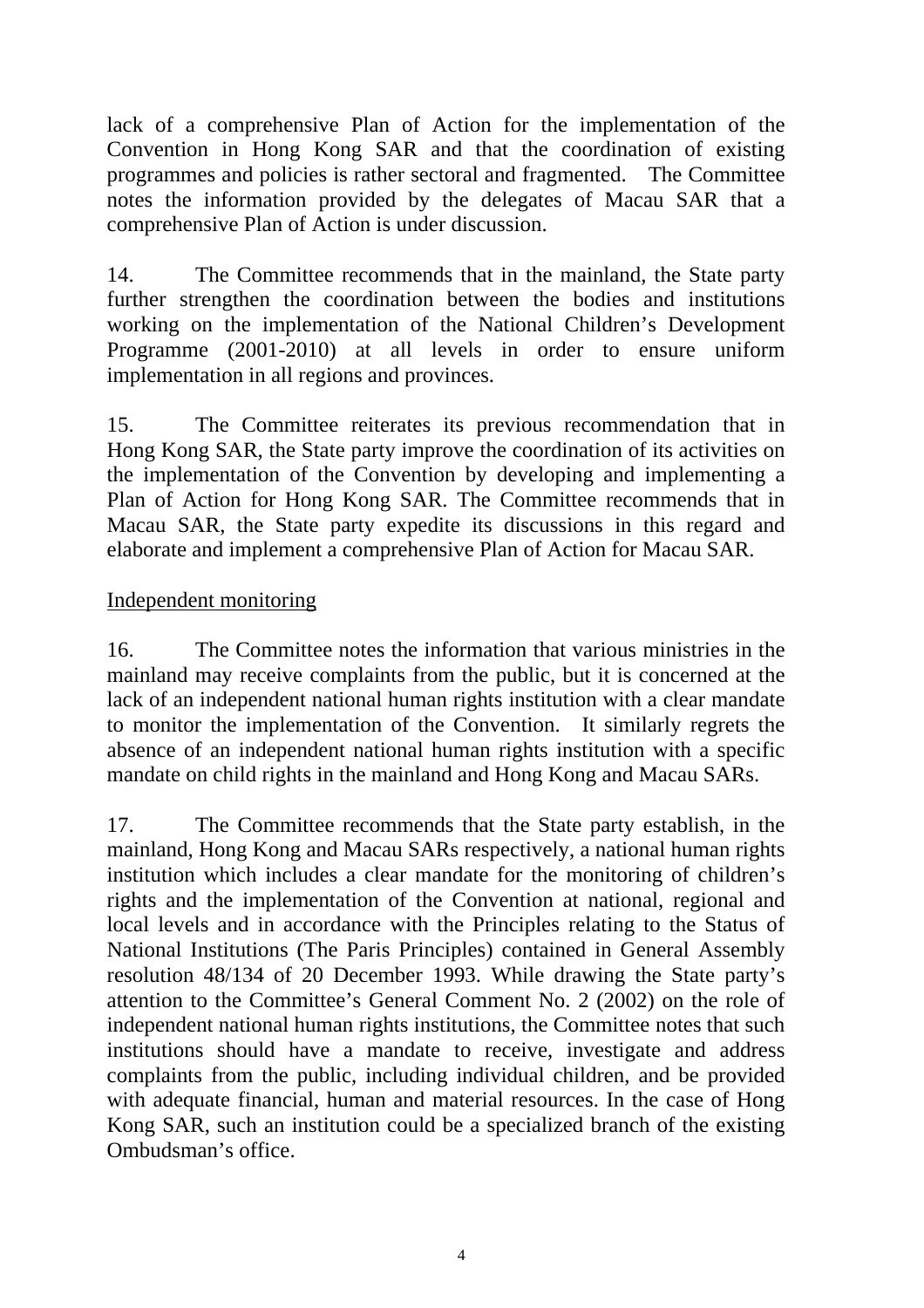lack of a comprehensive Plan of Action for the implementation of the Convention in Hong Kong SAR and that the coordination of existing programmes and policies is rather sectoral and fragmented. The Committee notes the information provided by the delegates of Macau SAR that a comprehensive Plan of Action is under discussion.

14. The Committee recommends that in the mainland, the State party further strengthen the coordination between the bodies and institutions working on the implementation of the National Children's Development Programme (2001-2010) at all levels in order to ensure uniform implementation in all regions and provinces.

15. The Committee reiterates its previous recommendation that in Hong Kong SAR, the State party improve the coordination of its activities on the implementation of the Convention by developing and implementing a Plan of Action for Hong Kong SAR. The Committee recommends that in Macau SAR, the State party expedite its discussions in this regard and elaborate and implement a comprehensive Plan of Action for Macau SAR.

Independent monitoring

16. The Committee notes the information that various ministries in the mainland may receive complaints from the public, but it is concerned at the lack of an independent national human rights institution with a clear mandate to monitor the implementation of the Convention. It similarly regrets the absence of an independent national human rights institution with a specific mandate on child rights in the mainland and Hong Kong and Macau SARs.

17. The Committee recommends that the State party establish, in the mainland, Hong Kong and Macau SARs respectively, a national human rights institution which includes a clear mandate for the monitoring of children's rights and the implementation of the Convention at national, regional and local levels and in accordance with the Principles relating to the Status of National Institutions (The Paris Principles) contained in General Assembly resolution 48/134 of 20 December 1993. While drawing the State party's attention to the Committee's General Comment No. 2 (2002) on the role of independent national human rights institutions, the Committee notes that such institutions should have a mandate to receive, investigate and address complaints from the public, including individual children, and be provided with adequate financial, human and material resources. In the case of Hong Kong SAR, such an institution could be a specialized branch of the existing Ombudsman's office.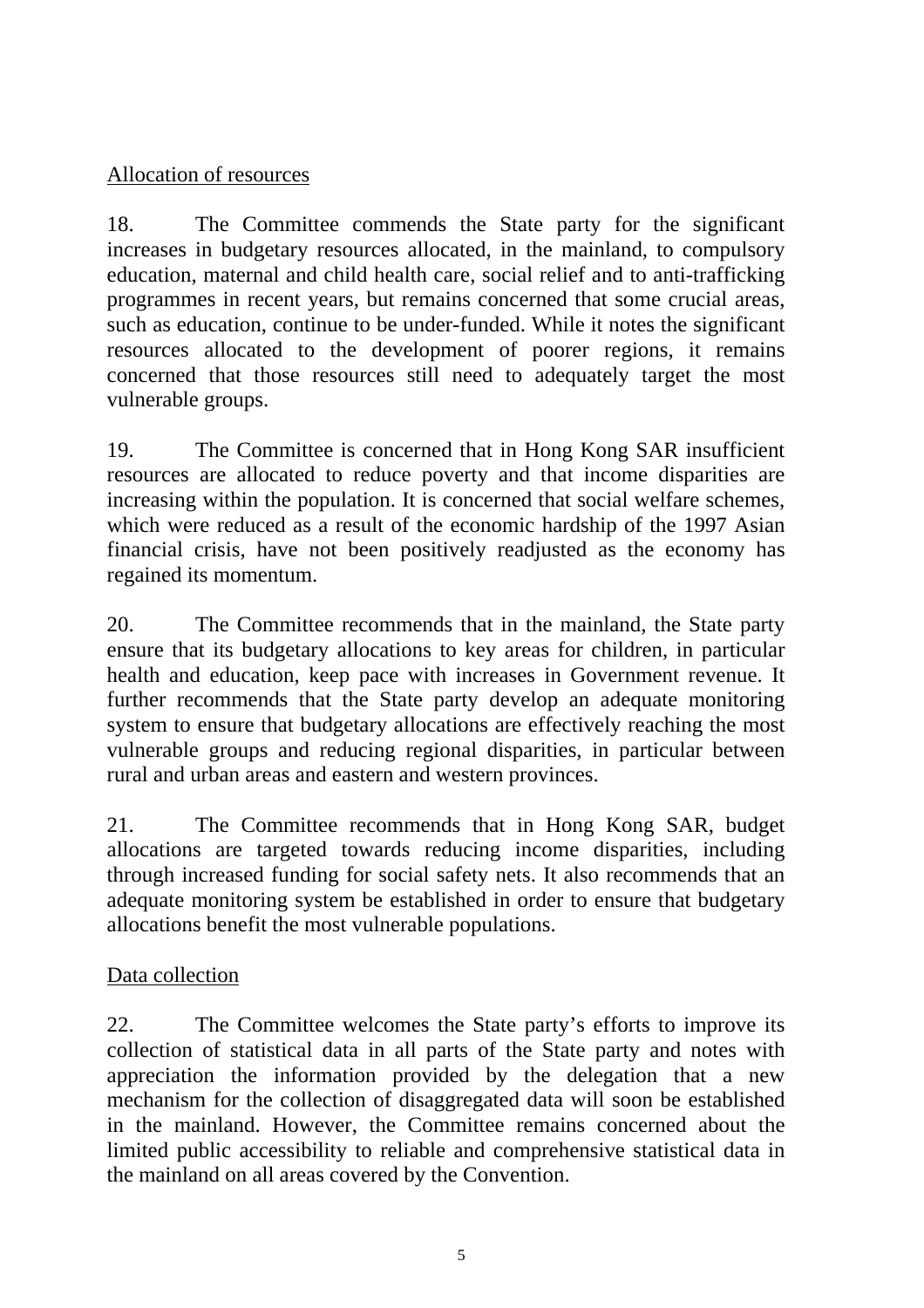Allocation of resources

18. The Committee commends the State party for the significant increases in budgetary resources allocated, in the mainland, to compulsory education, maternal and child health care, social relief and to anti-trafficking programmes in recent years, but remains concerned that some crucial areas, such as education, continue to be under-funded. While it notes the significant resources allocated to the development of poorer regions, it remains concerned that those resources still need to adequately target the most vulnerable groups.

19. The Committee is concerned that in Hong Kong SAR insufficient resources are allocated to reduce poverty and that income disparities are increasing within the population. It is concerned that social welfare schemes, which were reduced as a result of the economic hardship of the 1997 Asian financial crisis, have not been positively readjusted as the economy has regained its momentum.

20. The Committee recommends that in the mainland, the State party ensure that its budgetary allocations to key areas for children, in particular health and education, keep pace with increases in Government revenue. It further recommends that the State party develop an adequate monitoring system to ensure that budgetary allocations are effectively reaching the most vulnerable groups and reducing regional disparities, in particular between rural and urban areas and eastern and western provinces.

21. The Committee recommends that in Hong Kong SAR, budget allocations are targeted towards reducing income disparities, including through increased funding for social safety nets. It also recommends that an adequate monitoring system be established in order to ensure that budgetary allocations benefit the most vulnerable populations.

Data collection

22. The Committee welcomes the State party's efforts to improve its collection of statistical data in all parts of the State party and notes with appreciation the information provided by the delegation that a new mechanism for the collection of disaggregated data will soon be established in the mainland. However, the Committee remains concerned about the limited public accessibility to reliable and comprehensive statistical data in the mainland on all areas covered by the Convention.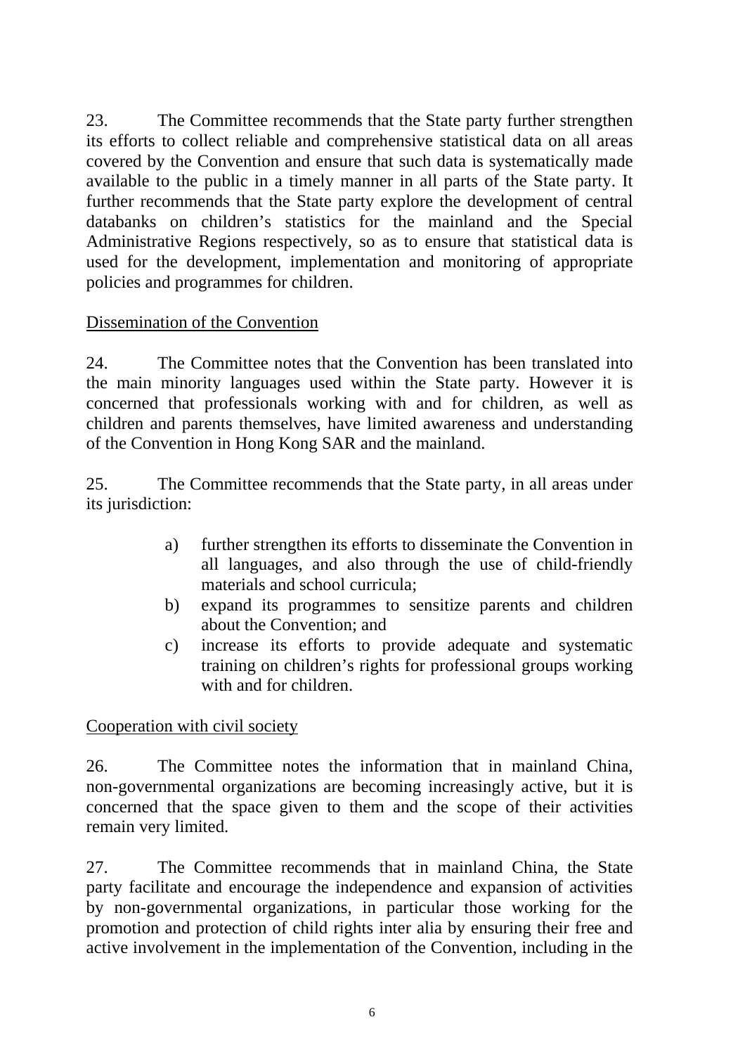23. The Committee recommends that the State party further strengthen its efforts to collect reliable and comprehensive statistical data on all areas covered by the Convention and ensure that such data is systematically made available to the public in a timely manner in all parts of the State party. It further recommends that the State party explore the development of central databanks on children's statistics for the mainland and the Special Administrative Regions respectively, so as to ensure that statistical data is used for the development, implementation and monitoring of appropriate policies and programmes for children.

Dissemination of the Convention

24. The Committee notes that the Convention has been translated into the main minority languages used within the State party. However it is concerned that professionals working with and for children, as well as children and parents themselves, have limited awareness and understanding of the Convention in Hong Kong SAR and the mainland.

25. The Committee recommends that the State party, in all areas under its jurisdiction:

a) further strengthen its efforts to disseminate the Convention in all languages, and also through the use of child-friendly materials and school curricula;
b) expand its programmes to sensitize parents and children about the Convention; and
c) increase its efforts to provide adequate and systematic training on children's rights for professional groups working with and for children.

Cooperation with civil society

26. The Committee notes the information that in mainland China, non-governmental organizations are becoming increasingly active, but it is concerned that the space given to them and the scope of their activities remain very limited.

27. The Committee recommends that in mainland China, the State party facilitate and encourage the independence and expansion of activities by non-governmental organizations, in particular those working for the promotion and protection of child rights inter alia by ensuring their free and active involvement in the implementation of the Convention, including in the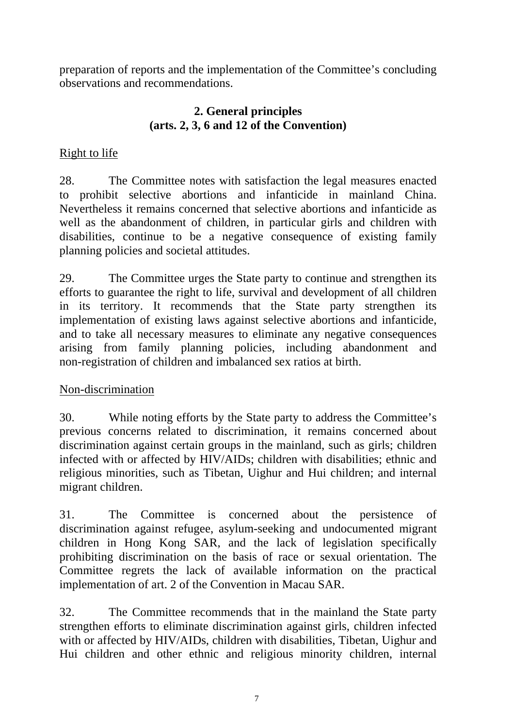preparation of reports and the implementation of the Committee's concluding observations and recommendations.

## 2. General principles (arts. 2, 3, 6 and 12 of the Convention)

Right to life

28. The Committee notes with satisfaction the legal measures enacted to prohibit selective abortions and infanticide in mainland China. Nevertheless it remains concerned that selective abortions and infanticide as well as the abandonment of children, in particular girls and children with disabilities, continue to be a negative consequence of existing family planning policies and societal attitudes.

29. The Committee urges the State party to continue and strengthen its efforts to guarantee the right to life, survival and development of all children in its territory. It recommends that the State party strengthen its implementation of existing laws against selective abortions and infanticide, and to take all necessary measures to eliminate any negative consequences arising from family planning policies, including abandonment and non-registration of children and imbalanced sex ratios at birth.

Non-discrimination

30. While noting efforts by the State party to address the Committee's previous concerns related to discrimination, it remains concerned about discrimination against certain groups in the mainland, such as girls; children infected with or affected by HIV/AIDs; children with disabilities; ethnic and religious minorities, such as Tibetan, Uighur and Hui children; and internal migrant children.

31. The Committee is concerned about the persistence of discrimination against refugee, asylum-seeking and undocumented migrant children in Hong Kong SAR, and the lack of legislation specifically prohibiting discrimination on the basis of race or sexual orientation. The Committee regrets the lack of available information on the practical implementation of art. 2 of the Convention in Macau SAR.

32. The Committee recommends that in the mainland the State party strengthen efforts to eliminate discrimination against girls, children infected with or affected by HIV/AIDs, children with disabilities, Tibetan, Uighur and Hui children and other ethnic and religious minority children, internal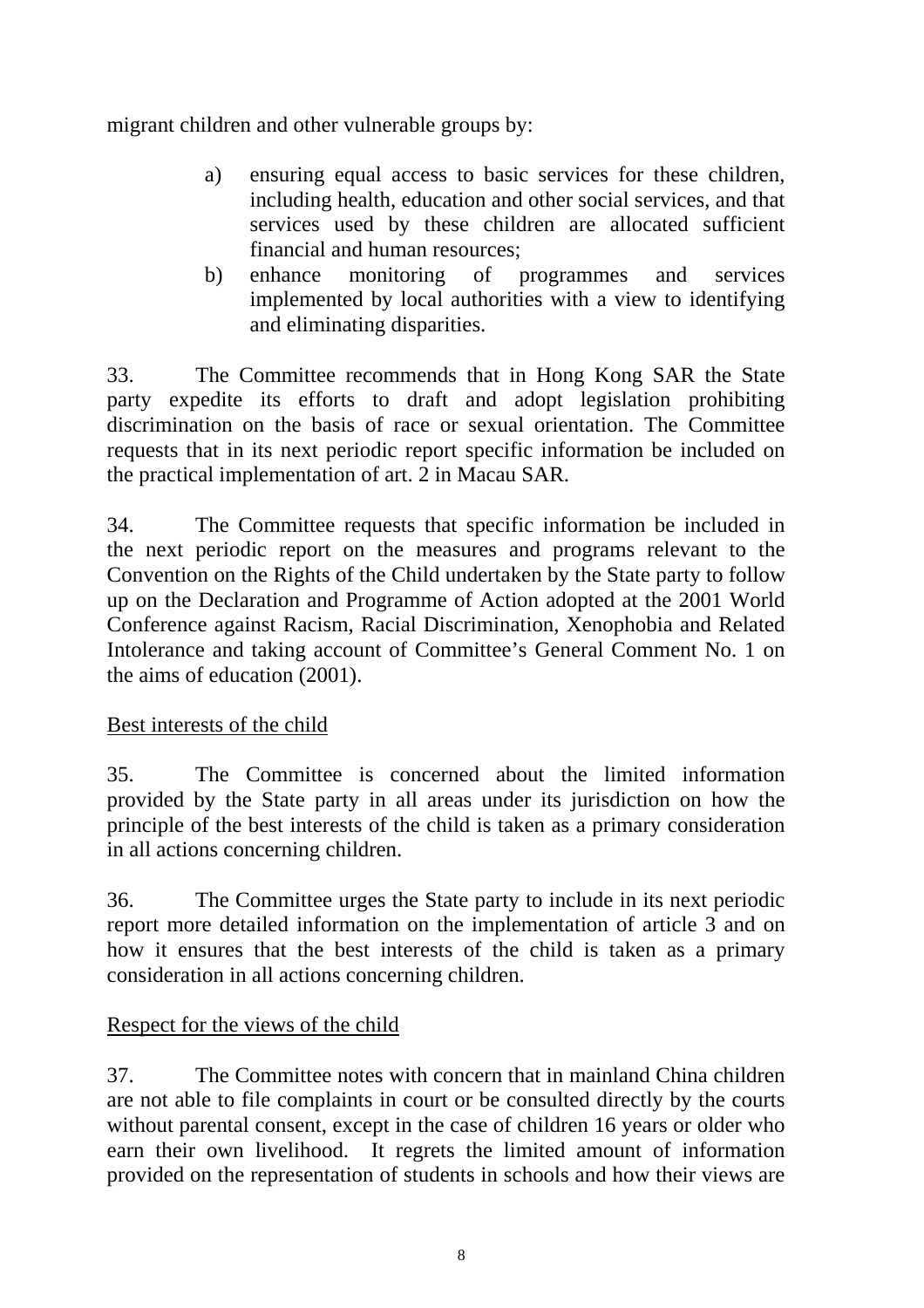migrant children and other vulnerable groups by:

a) ensuring equal access to basic services for these children, including health, education and other social services, and that services used by these children are allocated sufficient financial and human resources;
b) enhance monitoring of programmes and services implemented by local authorities with a view to identifying and eliminating disparities.

33. The Committee recommends that in Hong Kong SAR the State party expedite its efforts to draft and adopt legislation prohibiting discrimination on the basis of race or sexual orientation. The Committee requests that in its next periodic report specific information be included on the practical implementation of art. 2 in Macau SAR.

34. The Committee requests that specific information be included in the next periodic report on the measures and programs relevant to the Convention on the Rights of the Child undertaken by the State party to follow up on the Declaration and Programme of Action adopted at the 2001 World Conference against Racism, Racial Discrimination, Xenophobia and Related Intolerance and taking account of Committee's General Comment No. 1 on the aims of education (2001).

Best interests of the child

35. The Committee is concerned about the limited information provided by the State party in all areas under its jurisdiction on how the principle of the best interests of the child is taken as a primary consideration in all actions concerning children.

36. The Committee urges the State party to include in its next periodic report more detailed information on the implementation of article 3 and on how it ensures that the best interests of the child is taken as a primary consideration in all actions concerning children.

Respect for the views of the child

37. The Committee notes with concern that in mainland China children are not able to file complaints in court or be consulted directly by the courts without parental consent, except in the case of children 16 years or older who earn their own livelihood. It regrets the limited amount of information provided on the representation of students in schools and how their views are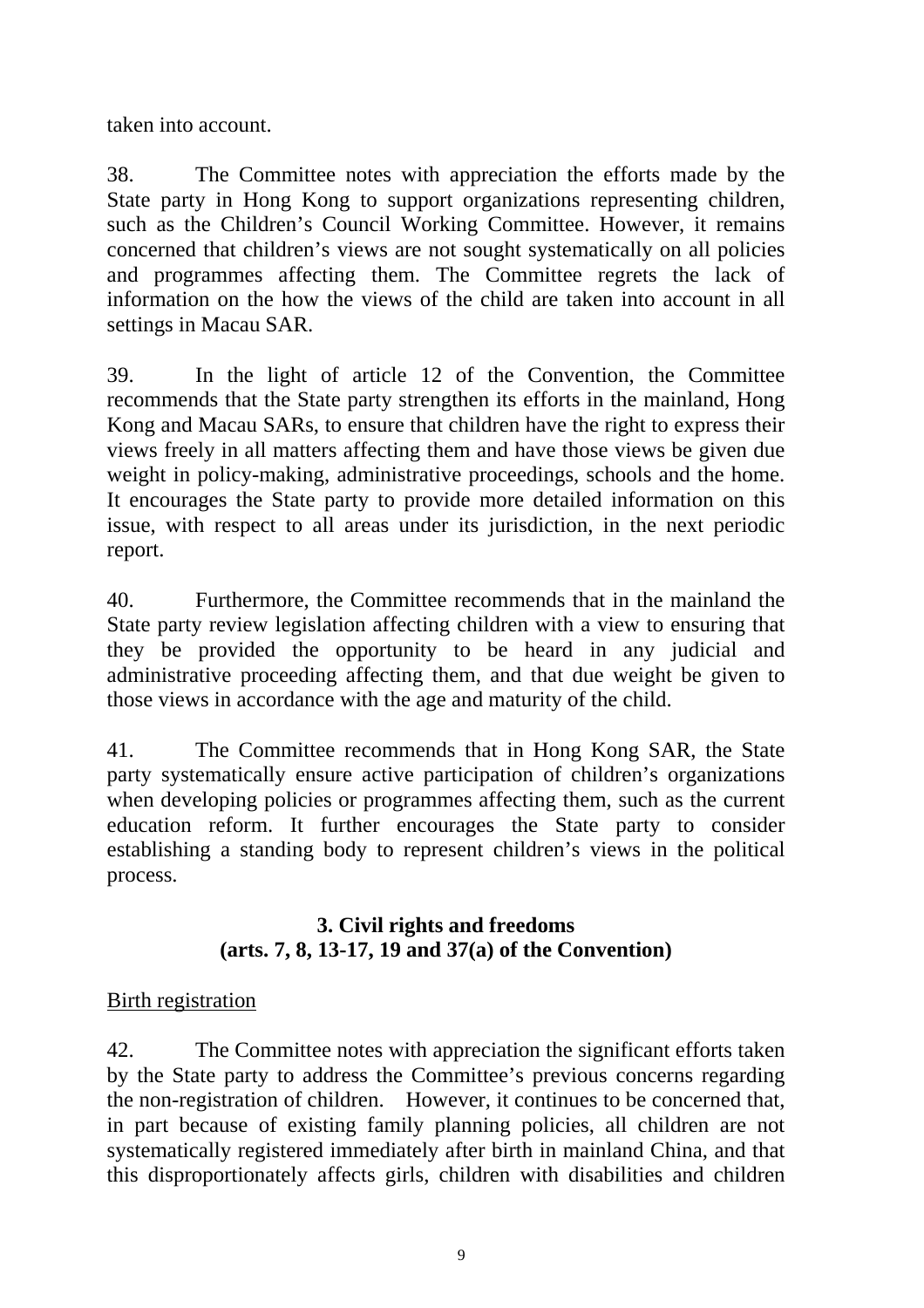taken into account.

38. The Committee notes with appreciation the efforts made by the State party in Hong Kong to support organizations representing children, such as the Children's Council Working Committee. However, it remains concerned that children's views are not sought systematically on all policies and programmes affecting them. The Committee regrets the lack of information on the how the views of the child are taken into account in all settings in Macau SAR.

39. In the light of article 12 of the Convention, the Committee recommends that the State party strengthen its efforts in the mainland, Hong Kong and Macau SARs, to ensure that children have the right to express their views freely in all matters affecting them and have those views be given due weight in policy-making, administrative proceedings, schools and the home. It encourages the State party to provide more detailed information on this issue, with respect to all areas under its jurisdiction, in the next periodic report.

40. Furthermore, the Committee recommends that in the mainland the State party review legislation affecting children with a view to ensuring that they be provided the opportunity to be heard in any judicial and administrative proceeding affecting them, and that due weight be given to those views in accordance with the age and maturity of the child.

41. The Committee recommends that in Hong Kong SAR, the State party systematically ensure active participation of children's organizations when developing policies or programmes affecting them, such as the current education reform. It further encourages the State party to consider establishing a standing body to represent children's views in the political process.

### 3. Civil rights and freedoms
### (arts. 7, 8, 13-17, 19 and 37(a) of the Convention)

Birth registration

42. The Committee notes with appreciation the significant efforts taken by the State party to address the Committee's previous concerns regarding the non-registration of children. However, it continues to be concerned that, in part because of existing family planning policies, all children are not systematically registered immediately after birth in mainland China, and that this disproportionately affects girls, children with disabilities and children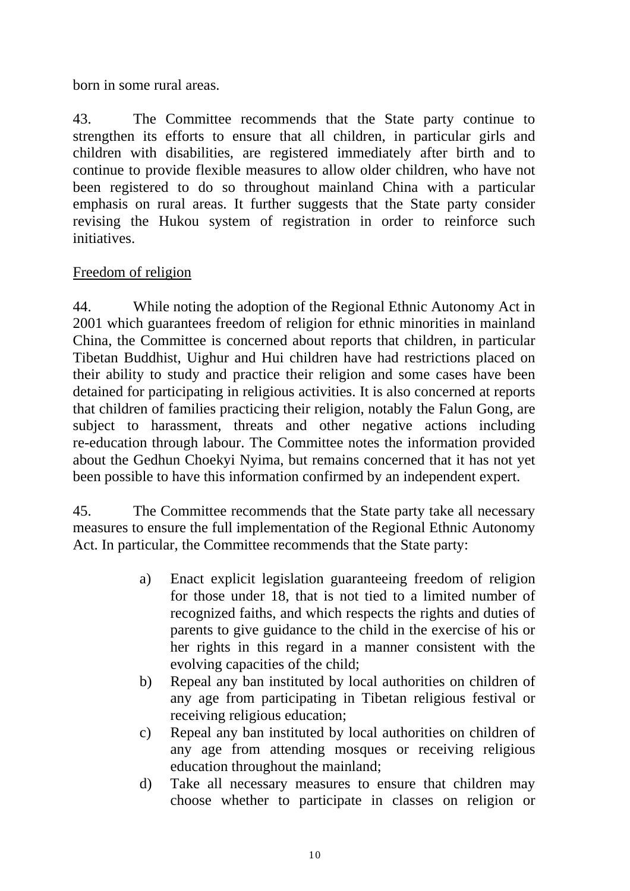born in some rural areas.

43. The Committee recommends that the State party continue to strengthen its efforts to ensure that all children, in particular girls and children with disabilities, are registered immediately after birth and to continue to provide flexible measures to allow older children, who have not been registered to do so throughout mainland China with a particular emphasis on rural areas. It further suggests that the State party consider revising the Hukou system of registration in order to reinforce such initiatives.

<u>Freedom of religion</u>

44. While noting the adoption of the Regional Ethnic Autonomy Act in 2001 which guarantees freedom of religion for ethnic minorities in mainland China, the Committee is concerned about reports that children, in particular Tibetan Buddhist, Uighur and Hui children have had restrictions placed on their ability to study and practice their religion and some cases have been detained for participating in religious activities. It is also concerned at reports that children of families practicing their religion, notably the Falun Gong, are subject to harassment, threats and other negative actions including re-education through labour. The Committee notes the information provided about the Gedhun Choekyi Nyima, but remains concerned that it has not yet been possible to have this information confirmed by an independent expert.

45. The Committee recommends that the State party take all necessary measures to ensure the full implementation of the Regional Ethnic Autonomy Act. In particular, the Committee recommends that the State party:

a) Enact explicit legislation guaranteeing freedom of religion for those under 18, that is not tied to a limited number of recognized faiths, and which respects the rights and duties of parents to give guidance to the child in the exercise of his or her rights in this regard in a manner consistent with the evolving capacities of the child;
b) Repeal any ban instituted by local authorities on children of any age from participating in Tibetan religious festival or receiving religious education;
c) Repeal any ban instituted by local authorities on children of any age from attending mosques or receiving religious education throughout the mainland;
d) Take all necessary measures to ensure that children may choose whether to participate in classes on religion or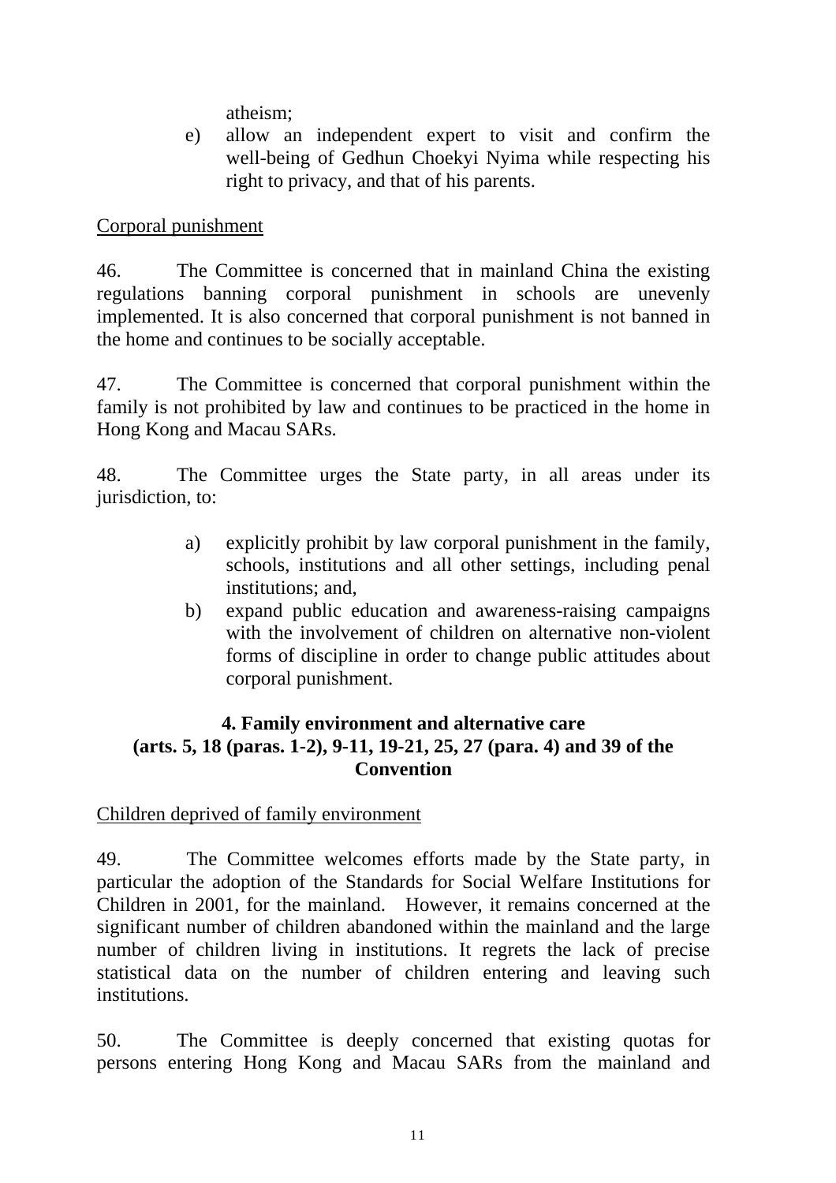atheism;

e) allow an independent expert to visit and confirm the well-being of Gedhun Choekyi Nyima while respecting his right to privacy, and that of his parents.

Corporal punishment

46. The Committee is concerned that in mainland China the existing regulations banning corporal punishment in schools are unevenly implemented. It is also concerned that corporal punishment is not banned in the home and continues to be socially acceptable.

47. The Committee is concerned that corporal punishment within the family is not prohibited by law and continues to be practiced in the home in Hong Kong and Macau SARs.

48. The Committee urges the State party, in all areas under its jurisdiction, to:

a) explicitly prohibit by law corporal punishment in the family, schools, institutions and all other settings, including penal institutions; and,

b) expand public education and awareness-raising campaigns with the involvement of children on alternative non-violent forms of discipline in order to change public attitudes about corporal punishment.

## 4. Family environment and alternative care (arts. 5, 18 (paras. 1-2), 9-11, 19-21, 25, 27 (para. 4) and 39 of the Convention

Children deprived of family environment

49. The Committee welcomes efforts made by the State party, in particular the adoption of the Standards for Social Welfare Institutions for Children in 2001, for the mainland. However, it remains concerned at the significant number of children abandoned within the mainland and the large number of children living in institutions. It regrets the lack of precise statistical data on the number of children entering and leaving such institutions.

50. The Committee is deeply concerned that existing quotas for persons entering Hong Kong and Macau SARs from the mainland and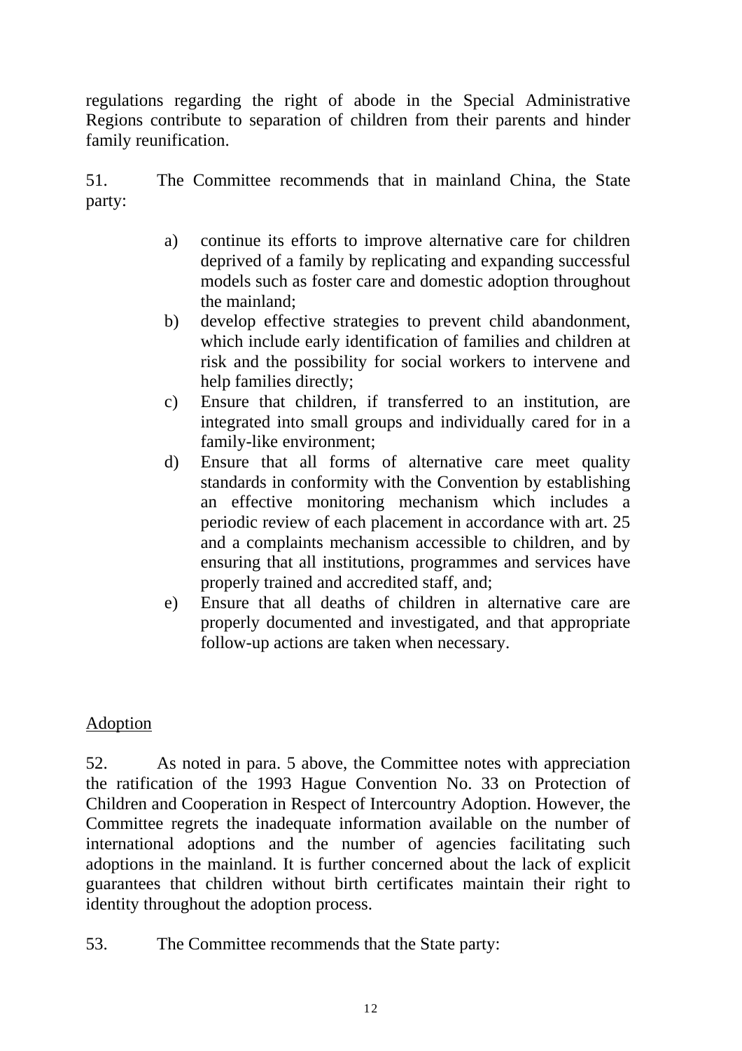regulations regarding the right of abode in the Special Administrative Regions contribute to separation of children from their parents and hinder family reunification.

51. The Committee recommends that in mainland China, the State party:

a) continue its efforts to improve alternative care for children deprived of a family by replicating and expanding successful models such as foster care and domestic adoption throughout the mainland;
b) develop effective strategies to prevent child abandonment, which include early identification of families and children at risk and the possibility for social workers to intervene and help families directly;
c) Ensure that children, if transferred to an institution, are integrated into small groups and individually cared for in a family-like environment;
d) Ensure that all forms of alternative care meet quality standards in conformity with the Convention by establishing an effective monitoring mechanism which includes a periodic review of each placement in accordance with art. 25 and a complaints mechanism accessible to children, and by ensuring that all institutions, programmes and services have properly trained and accredited staff, and;
e) Ensure that all deaths of children in alternative care are properly documented and investigated, and that appropriate follow-up actions are taken when necessary.

<u>Adoption</u>

52. As noted in para. 5 above, the Committee notes with appreciation the ratification of the 1993 Hague Convention No. 33 on Protection of Children and Cooperation in Respect of Intercountry Adoption. However, the Committee regrets the inadequate information available on the number of international adoptions and the number of agencies facilitating such adoptions in the mainland. It is further concerned about the lack of explicit guarantees that children without birth certificates maintain their right to identity throughout the adoption process.

53. The Committee recommends that the State party: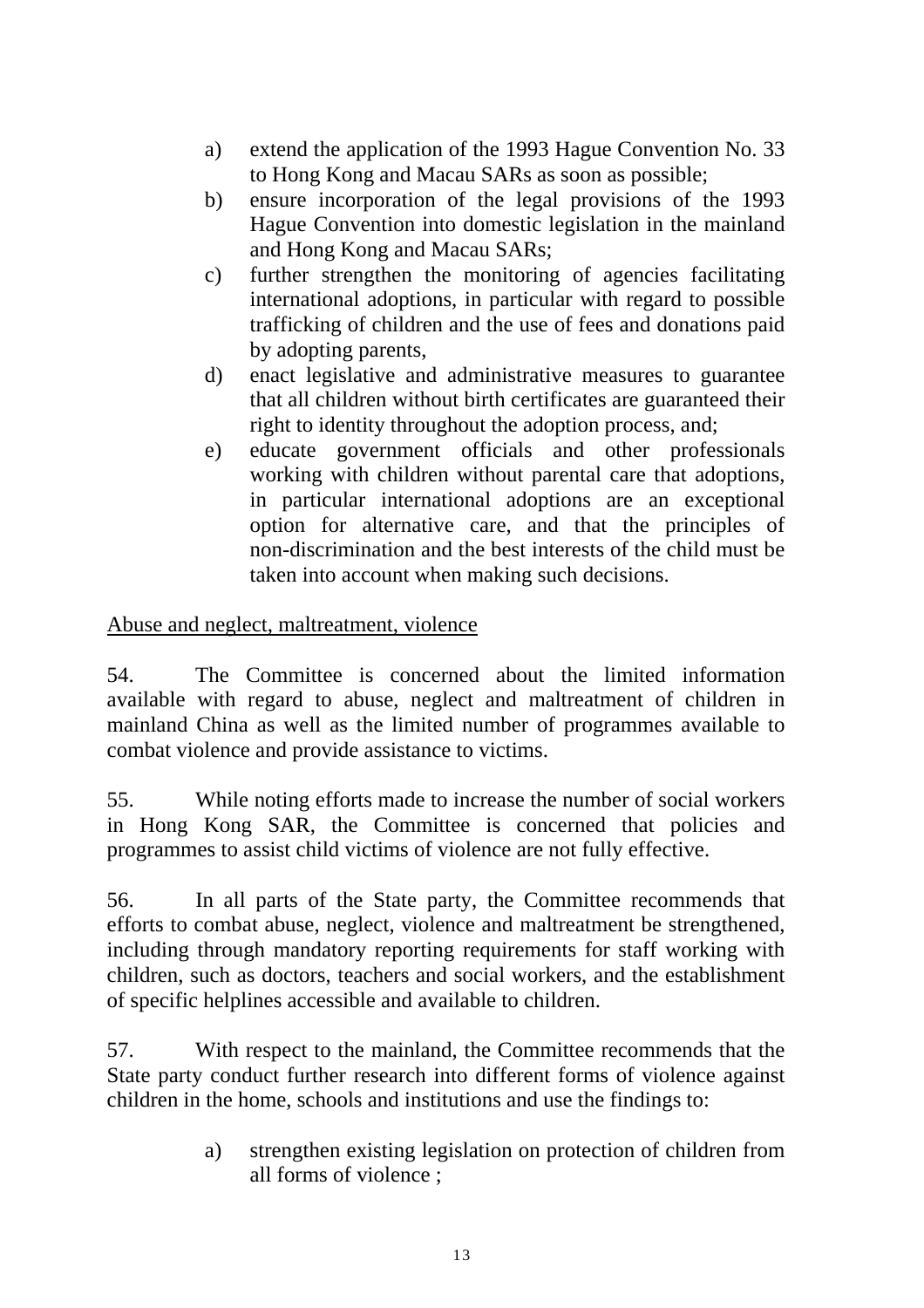a) extend the application of the 1993 Hague Convention No. 33 to Hong Kong and Macau SARs as soon as possible;
b) ensure incorporation of the legal provisions of the 1993 Hague Convention into domestic legislation in the mainland and Hong Kong and Macau SARs;
c) further strengthen the monitoring of agencies facilitating international adoptions, in particular with regard to possible trafficking of children and the use of fees and donations paid by adopting parents,
d) enact legislative and administrative measures to guarantee that all children without birth certificates are guaranteed their right to identity throughout the adoption process, and;
e) educate government officials and other professionals working with children without parental care that adoptions, in particular international adoptions are an exceptional option for alternative care, and that the principles of non-discrimination and the best interests of the child must be taken into account when making such decisions.

<u>Abuse and neglect, maltreatment, violence</u>

54. The Committee is concerned about the limited information available with regard to abuse, neglect and maltreatment of children in mainland China as well as the limited number of programmes available to combat violence and provide assistance to victims.

55. While noting efforts made to increase the number of social workers in Hong Kong SAR, the Committee is concerned that policies and programmes to assist child victims of violence are not fully effective.

56. In all parts of the State party, the Committee recommends that efforts to combat abuse, neglect, violence and maltreatment be strengthened, including through mandatory reporting requirements for staff working with children, such as doctors, teachers and social workers, and the establishment of specific helplines accessible and available to children.

57. With respect to the mainland, the Committee recommends that the State party conduct further research into different forms of violence against children in the home, schools and institutions and use the findings to:

a) strengthen existing legislation on protection of children from all forms of violence ;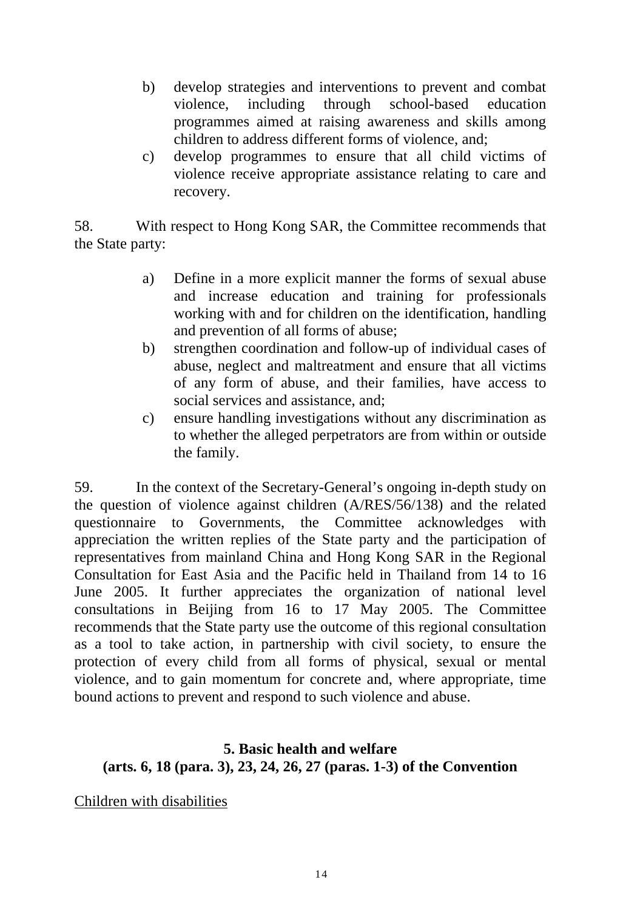b) develop strategies and interventions to prevent and combat violence, including through school-based education programmes aimed at raising awareness and skills among children to address different forms of violence, and;
c) develop programmes to ensure that all child victims of violence receive appropriate assistance relating to care and recovery.

58. With respect to Hong Kong SAR, the Committee recommends that the State party:

a) Define in a more explicit manner the forms of sexual abuse and increase education and training for professionals working with and for children on the identification, handling and prevention of all forms of abuse;
b) strengthen coordination and follow-up of individual cases of abuse, neglect and maltreatment and ensure that all victims of any form of abuse, and their families, have access to social services and assistance, and;
c) ensure handling investigations without any discrimination as to whether the alleged perpetrators are from within or outside the family.

59. In the context of the Secretary-General's ongoing in-depth study on the question of violence against children (A/RES/56/138) and the related questionnaire to Governments, the Committee acknowledges with appreciation the written replies of the State party and the participation of representatives from mainland China and Hong Kong SAR in the Regional Consultation for East Asia and the Pacific held in Thailand from 14 to 16 June 2005. It further appreciates the organization of national level consultations in Beijing from 16 to 17 May 2005. The Committee recommends that the State party use the outcome of this regional consultation as a tool to take action, in partnership with civil society, to ensure the protection of every child from all forms of physical, sexual or mental violence, and to gain momentum for concrete and, where appropriate, time bound actions to prevent and respond to such violence and abuse.

## 5. Basic health and welfare
## (arts. 6, 18 (para. 3), 23, 24, 26, 27 (paras. 1-3) of the Convention

Children with disabilities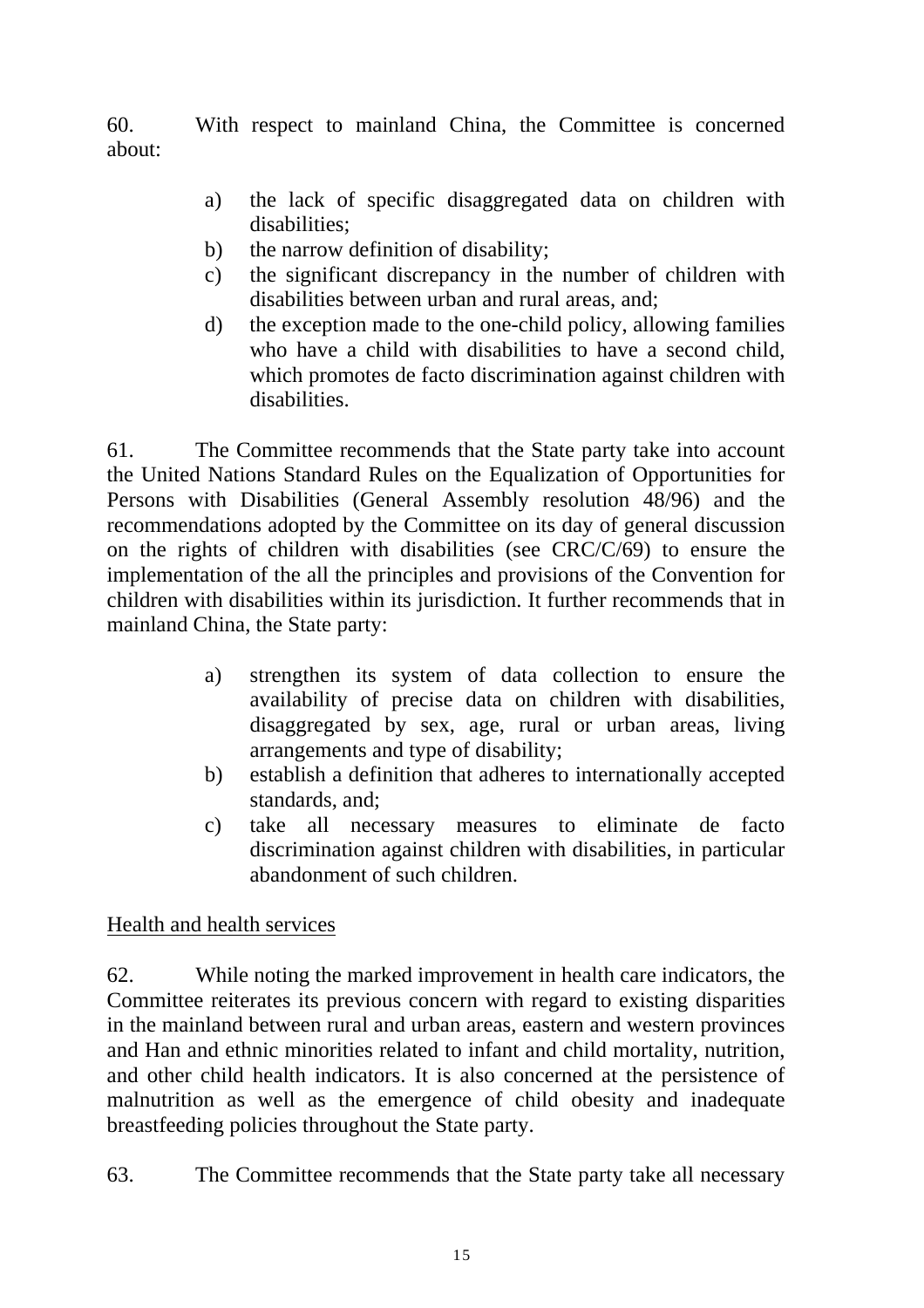60. With respect to mainland China, the Committee is concerned about:

a) the lack of specific disaggregated data on children with disabilities;
b) the narrow definition of disability;
c) the significant discrepancy in the number of children with disabilities between urban and rural areas, and;
d) the exception made to the one-child policy, allowing families who have a child with disabilities to have a second child, which promotes de facto discrimination against children with disabilities.

61. The Committee recommends that the State party take into account the United Nations Standard Rules on the Equalization of Opportunities for Persons with Disabilities (General Assembly resolution 48/96) and the recommendations adopted by the Committee on its day of general discussion on the rights of children with disabilities (see CRC/C/69) to ensure the implementation of the all the principles and provisions of the Convention for children with disabilities within its jurisdiction. It further recommends that in mainland China, the State party:

a) strengthen its system of data collection to ensure the availability of precise data on children with disabilities, disaggregated by sex, age, rural or urban areas, living arrangements and type of disability;
b) establish a definition that adheres to internationally accepted standards, and;
c) take all necessary measures to eliminate de facto discrimination against children with disabilities, in particular abandonment of such children.

<u>Health and health services</u>

62. While noting the marked improvement in health care indicators, the Committee reiterates its previous concern with regard to existing disparities in the mainland between rural and urban areas, eastern and western provinces and Han and ethnic minorities related to infant and child mortality, nutrition, and other child health indicators. It is also concerned at the persistence of malnutrition as well as the emergence of child obesity and inadequate breastfeeding policies throughout the State party.

63. The Committee recommends that the State party take all necessary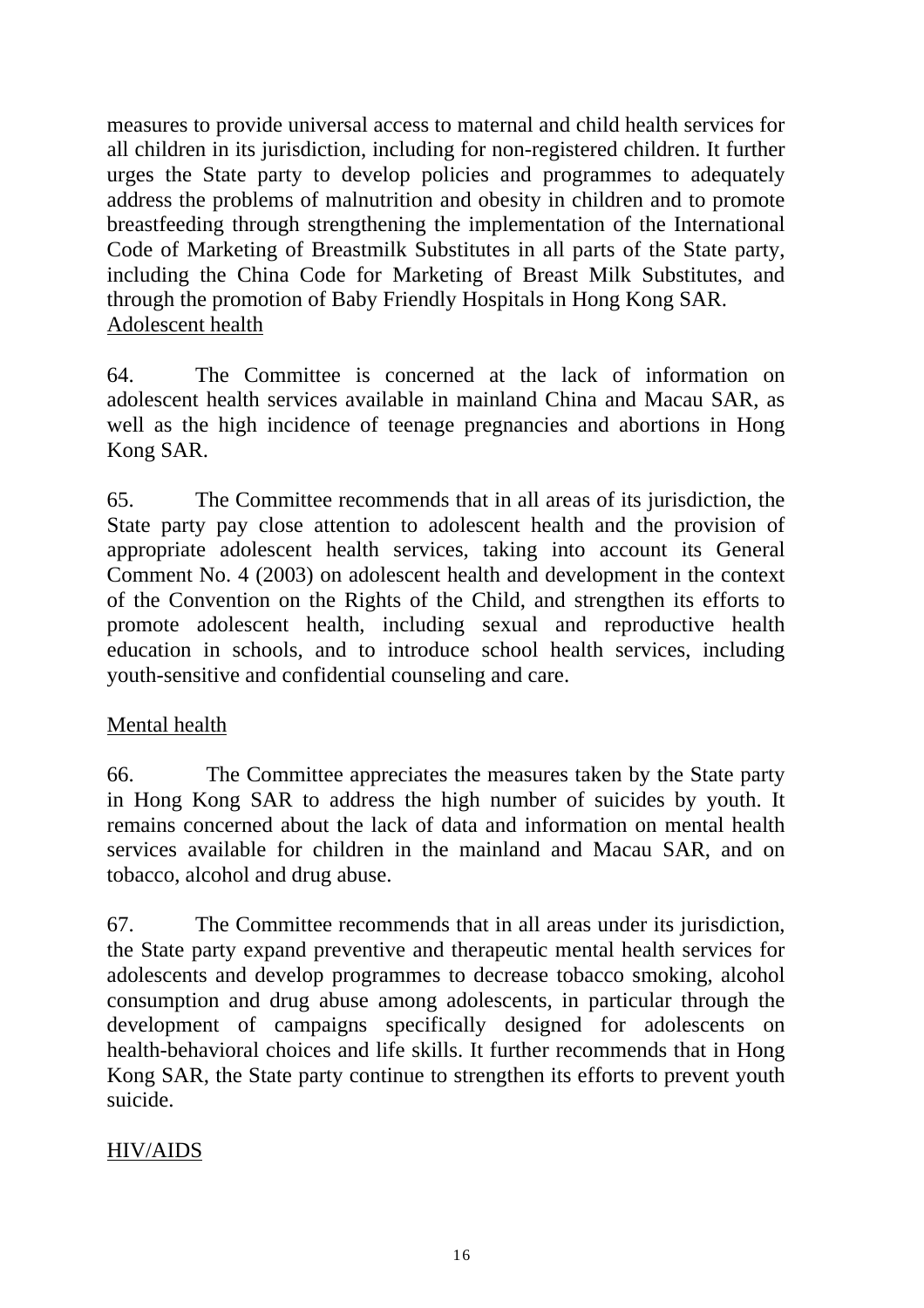measures to provide universal access to maternal and child health services for all children in its jurisdiction, including for non-registered children. It further urges the State party to develop policies and programmes to adequately address the problems of malnutrition and obesity in children and to promote breastfeeding through strengthening the implementation of the International Code of Marketing of Breastmilk Substitutes in all parts of the State party, including the China Code for Marketing of Breast Milk Substitutes, and through the promotion of Baby Friendly Hospitals in Hong Kong SAR.

Adolescent health

64. The Committee is concerned at the lack of information on adolescent health services available in mainland China and Macau SAR, as well as the high incidence of teenage pregnancies and abortions in Hong Kong SAR.

65. The Committee recommends that in all areas of its jurisdiction, the State party pay close attention to adolescent health and the provision of appropriate adolescent health services, taking into account its General Comment No. 4 (2003) on adolescent health and development in the context of the Convention on the Rights of the Child, and strengthen its efforts to promote adolescent health, including sexual and reproductive health education in schools, and to introduce school health services, including youth-sensitive and confidential counseling and care.

Mental health

66. The Committee appreciates the measures taken by the State party in Hong Kong SAR to address the high number of suicides by youth. It remains concerned about the lack of data and information on mental health services available for children in the mainland and Macau SAR, and on tobacco, alcohol and drug abuse.

67. The Committee recommends that in all areas under its jurisdiction, the State party expand preventive and therapeutic mental health services for adolescents and develop programmes to decrease tobacco smoking, alcohol consumption and drug abuse among adolescents, in particular through the development of campaigns specifically designed for adolescents on health-behavioral choices and life skills. It further recommends that in Hong Kong SAR, the State party continue to strengthen its efforts to prevent youth suicide.

HIV/AIDS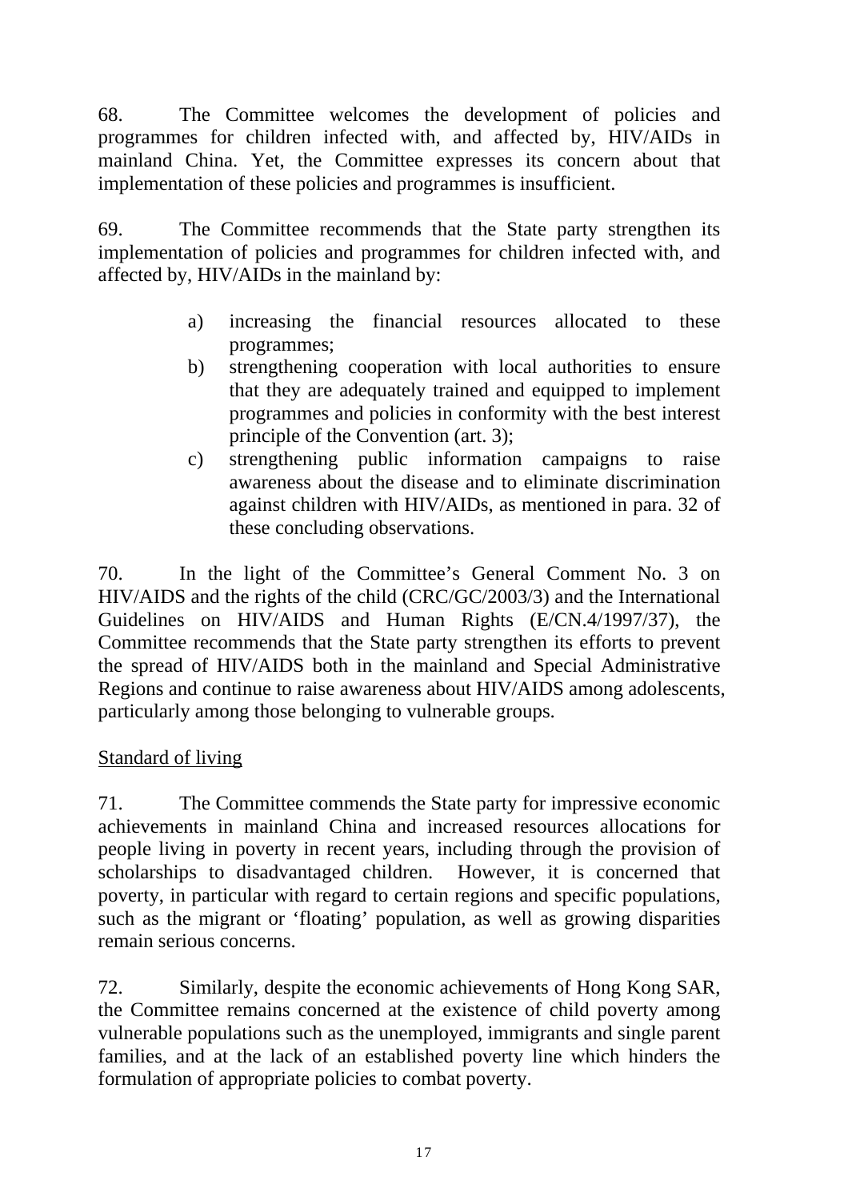68. The Committee welcomes the development of policies and programmes for children infected with, and affected by, HIV/AIDs in mainland China. Yet, the Committee expresses its concern about that implementation of these policies and programmes is insufficient.

69. The Committee recommends that the State party strengthen its implementation of policies and programmes for children infected with, and affected by, HIV/AIDs in the mainland by:

a) increasing the financial resources allocated to these programmes;
b) strengthening cooperation with local authorities to ensure that they are adequately trained and equipped to implement programmes and policies in conformity with the best interest principle of the Convention (art. 3);
c) strengthening public information campaigns to raise awareness about the disease and to eliminate discrimination against children with HIV/AIDs, as mentioned in para. 32 of these concluding observations.

70. In the light of the Committee's General Comment No. 3 on HIV/AIDS and the rights of the child (CRC/GC/2003/3) and the International Guidelines on HIV/AIDS and Human Rights (E/CN.4/1997/37), the Committee recommends that the State party strengthen its efforts to prevent the spread of HIV/AIDS both in the mainland and Special Administrative Regions and continue to raise awareness about HIV/AIDS among adolescents, particularly among those belonging to vulnerable groups.

Standard of living

71. The Committee commends the State party for impressive economic achievements in mainland China and increased resources allocations for people living in poverty in recent years, including through the provision of scholarships to disadvantaged children. However, it is concerned that poverty, in particular with regard to certain regions and specific populations, such as the migrant or 'floating' population, as well as growing disparities remain serious concerns.

72. Similarly, despite the economic achievements of Hong Kong SAR, the Committee remains concerned at the existence of child poverty among vulnerable populations such as the unemployed, immigrants and single parent families, and at the lack of an established poverty line which hinders the formulation of appropriate policies to combat poverty.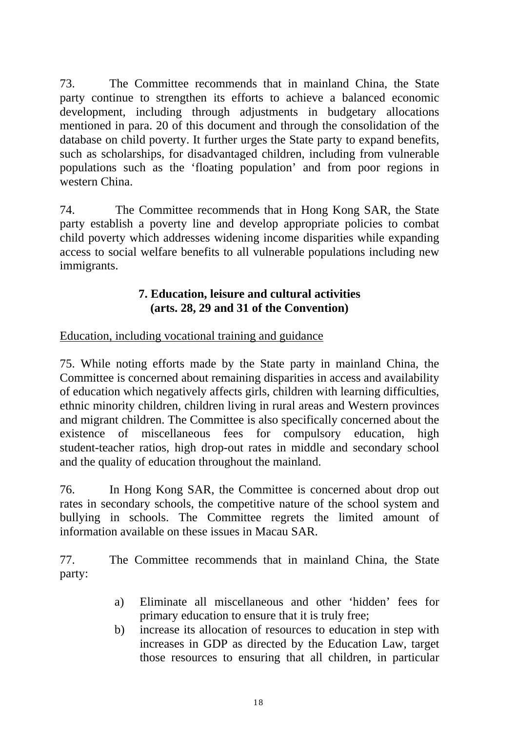73. The Committee recommends that in mainland China, the State party continue to strengthen its efforts to achieve a balanced economic development, including through adjustments in budgetary allocations mentioned in para. 20 of this document and through the consolidation of the database on child poverty. It further urges the State party to expand benefits, such as scholarships, for disadvantaged children, including from vulnerable populations such as the 'floating population' and from poor regions in western China.

74. The Committee recommends that in Hong Kong SAR, the State party establish a poverty line and develop appropriate policies to combat child poverty which addresses widening income disparities while expanding access to social welfare benefits to all vulnerable populations including new immigrants.

### 7. Education, leisure and cultural activities (arts. 28, 29 and 31 of the Convention)

Education, including vocational training and guidance

75. While noting efforts made by the State party in mainland China, the Committee is concerned about remaining disparities in access and availability of education which negatively affects girls, children with learning difficulties, ethnic minority children, children living in rural areas and Western provinces and migrant children. The Committee is also specifically concerned about the existence of miscellaneous fees for compulsory education, high student-teacher ratios, high drop-out rates in middle and secondary school and the quality of education throughout the mainland.

76. In Hong Kong SAR, the Committee is concerned about drop out rates in secondary schools, the competitive nature of the school system and bullying in schools. The Committee regrets the limited amount of information available on these issues in Macau SAR.

77. The Committee recommends that in mainland China, the State party:

a) Eliminate all miscellaneous and other 'hidden' fees for primary education to ensure that it is truly free;
b) increase its allocation of resources to education in step with increases in GDP as directed by the Education Law, target those resources to ensuring that all children, in particular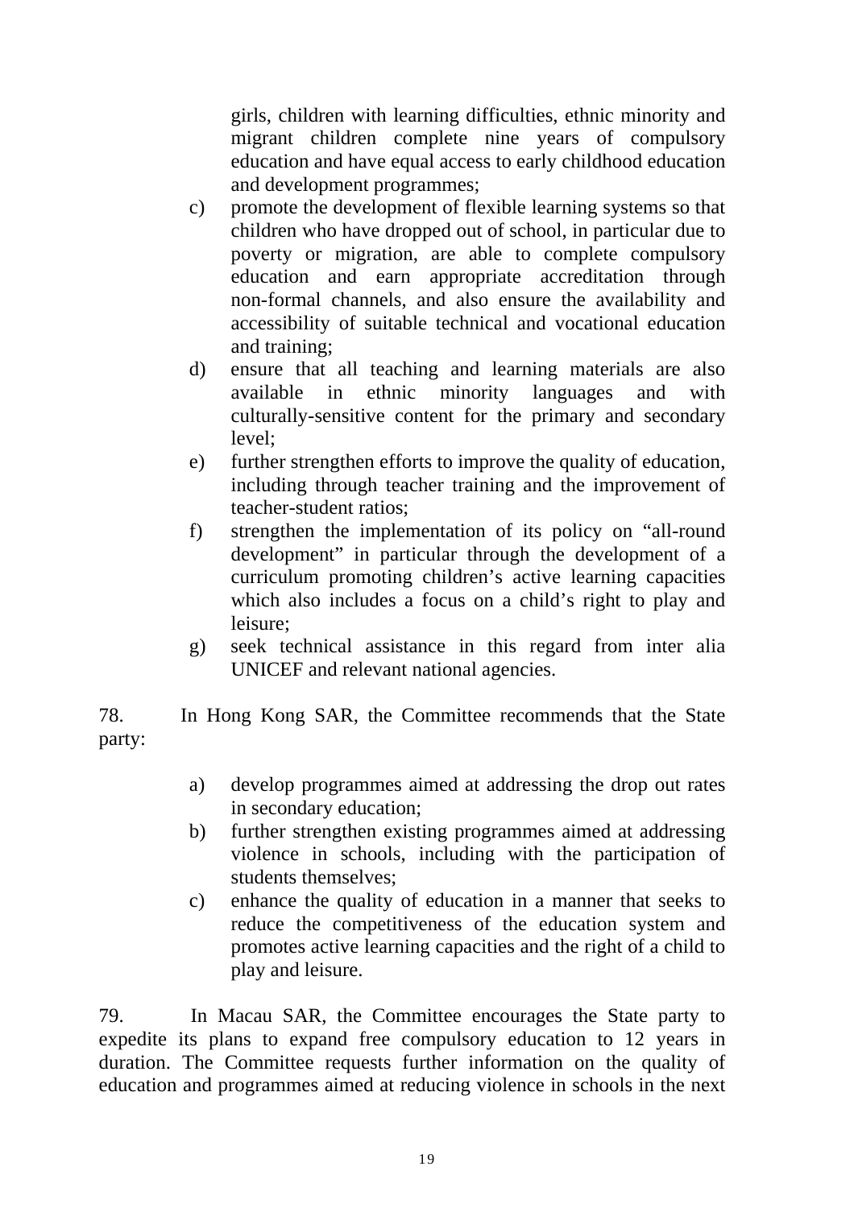girls, children with learning difficulties, ethnic minority and migrant children complete nine years of compulsory education and have equal access to early childhood education and development programmes;

c) promote the development of flexible learning systems so that children who have dropped out of school, in particular due to poverty or migration, are able to complete compulsory education and earn appropriate accreditation through non-formal channels, and also ensure the availability and accessibility of suitable technical and vocational education and training;
d) ensure that all teaching and learning materials are also available in ethnic minority languages and with culturally-sensitive content for the primary and secondary level;
e) further strengthen efforts to improve the quality of education, including through teacher training and the improvement of teacher-student ratios;
f) strengthen the implementation of its policy on “all-round development” in particular through the development of a curriculum promoting children’s active learning capacities which also includes a focus on a child’s right to play and leisure;
g) seek technical assistance in this regard from inter alia UNICEF and relevant national agencies.

78. In Hong Kong SAR, the Committee recommends that the State party:

a) develop programmes aimed at addressing the drop out rates in secondary education;
b) further strengthen existing programmes aimed at addressing violence in schools, including with the participation of students themselves;
c) enhance the quality of education in a manner that seeks to reduce the competitiveness of the education system and promotes active learning capacities and the right of a child to play and leisure.

79. In Macau SAR, the Committee encourages the State party to expedite its plans to expand free compulsory education to 12 years in duration. The Committee requests further information on the quality of education and programmes aimed at reducing violence in schools in the next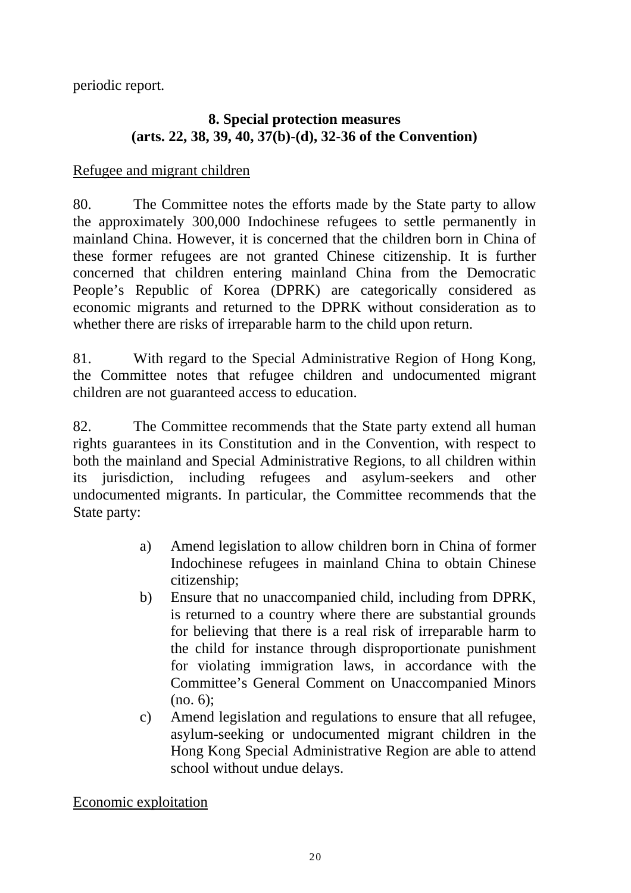periodic report.

## 8. Special protection measures (arts. 22, 38, 39, 40, 37(b)-(d), 32-36 of the Convention)

Refugee and migrant children

80. The Committee notes the efforts made by the State party to allow the approximately 300,000 Indochinese refugees to settle permanently in mainland China. However, it is concerned that the children born in China of these former refugees are not granted Chinese citizenship. It is further concerned that children entering mainland China from the Democratic People's Republic of Korea (DPRK) are categorically considered as economic migrants and returned to the DPRK without consideration as to whether there are risks of irreparable harm to the child upon return.

81. With regard to the Special Administrative Region of Hong Kong, the Committee notes that refugee children and undocumented migrant children are not guaranteed access to education.

82. The Committee recommends that the State party extend all human rights guarantees in its Constitution and in the Convention, with respect to both the mainland and Special Administrative Regions, to all children within its jurisdiction, including refugees and asylum-seekers and other undocumented migrants. In particular, the Committee recommends that the State party:

a) Amend legislation to allow children born in China of former Indochinese refugees in mainland China to obtain Chinese citizenship;
b) Ensure that no unaccompanied child, including from DPRK, is returned to a country where there are substantial grounds for believing that there is a real risk of irreparable harm to the child for instance through disproportionate punishment for violating immigration laws, in accordance with the Committee's General Comment on Unaccompanied Minors (no. 6);
c) Amend legislation and regulations to ensure that all refugee, asylum-seeking or undocumented migrant children in the Hong Kong Special Administrative Region are able to attend school without undue delays.

Economic exploitation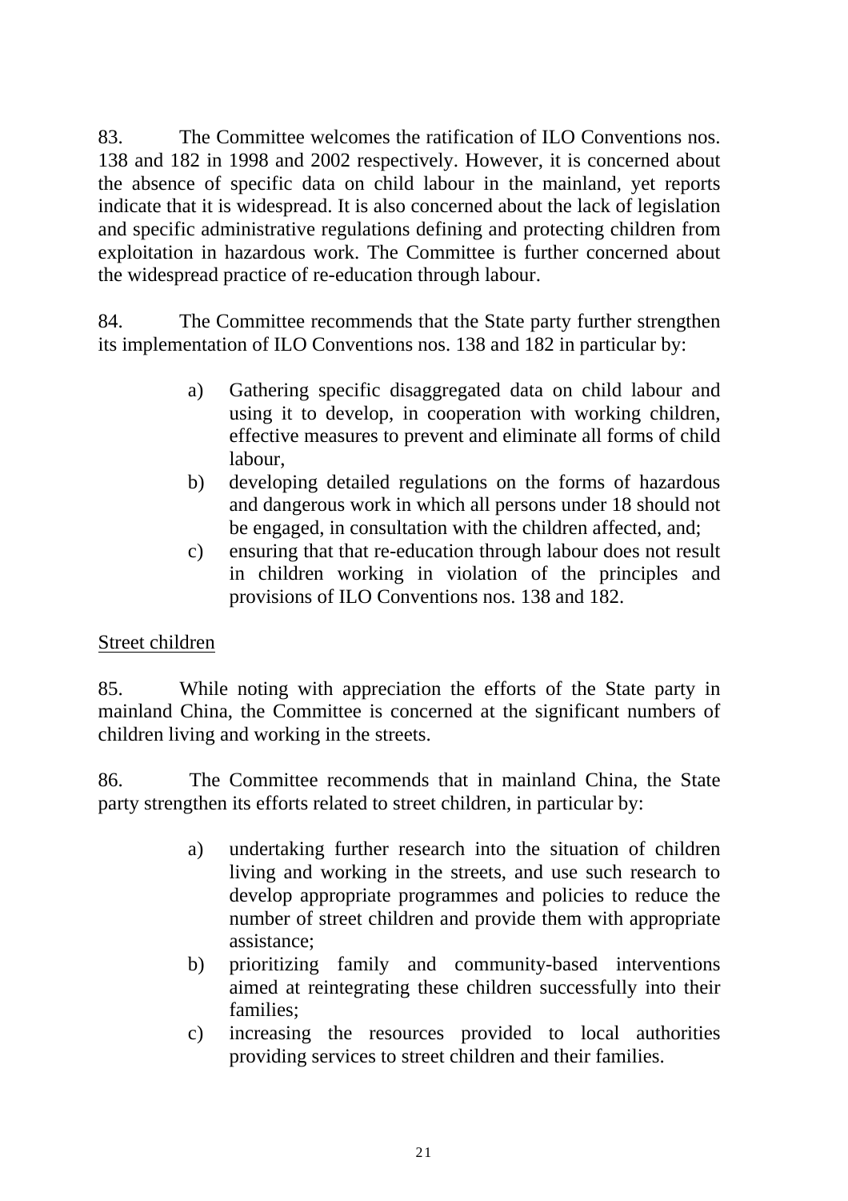83. The Committee welcomes the ratification of ILO Conventions nos. 138 and 182 in 1998 and 2002 respectively. However, it is concerned about the absence of specific data on child labour in the mainland, yet reports indicate that it is widespread. It is also concerned about the lack of legislation and specific administrative regulations defining and protecting children from exploitation in hazardous work. The Committee is further concerned about the widespread practice of re-education through labour.

84. The Committee recommends that the State party further strengthen its implementation of ILO Conventions nos. 138 and 182 in particular by:

a) Gathering specific disaggregated data on child labour and using it to develop, in cooperation with working children, effective measures to prevent and eliminate all forms of child labour,

b) developing detailed regulations on the forms of hazardous and dangerous work in which all persons under 18 should not be engaged, in consultation with the children affected, and;

c) ensuring that that re-education through labour does not result in children working in violation of the principles and provisions of ILO Conventions nos. 138 and 182.

Street children

85. While noting with appreciation the efforts of the State party in mainland China, the Committee is concerned at the significant numbers of children living and working in the streets.

86. The Committee recommends that in mainland China, the State party strengthen its efforts related to street children, in particular by:

a) undertaking further research into the situation of children living and working in the streets, and use such research to develop appropriate programmes and policies to reduce the number of street children and provide them with appropriate assistance;

b) prioritizing family and community-based interventions aimed at reintegrating these children successfully into their families;

c) increasing the resources provided to local authorities providing services to street children and their families.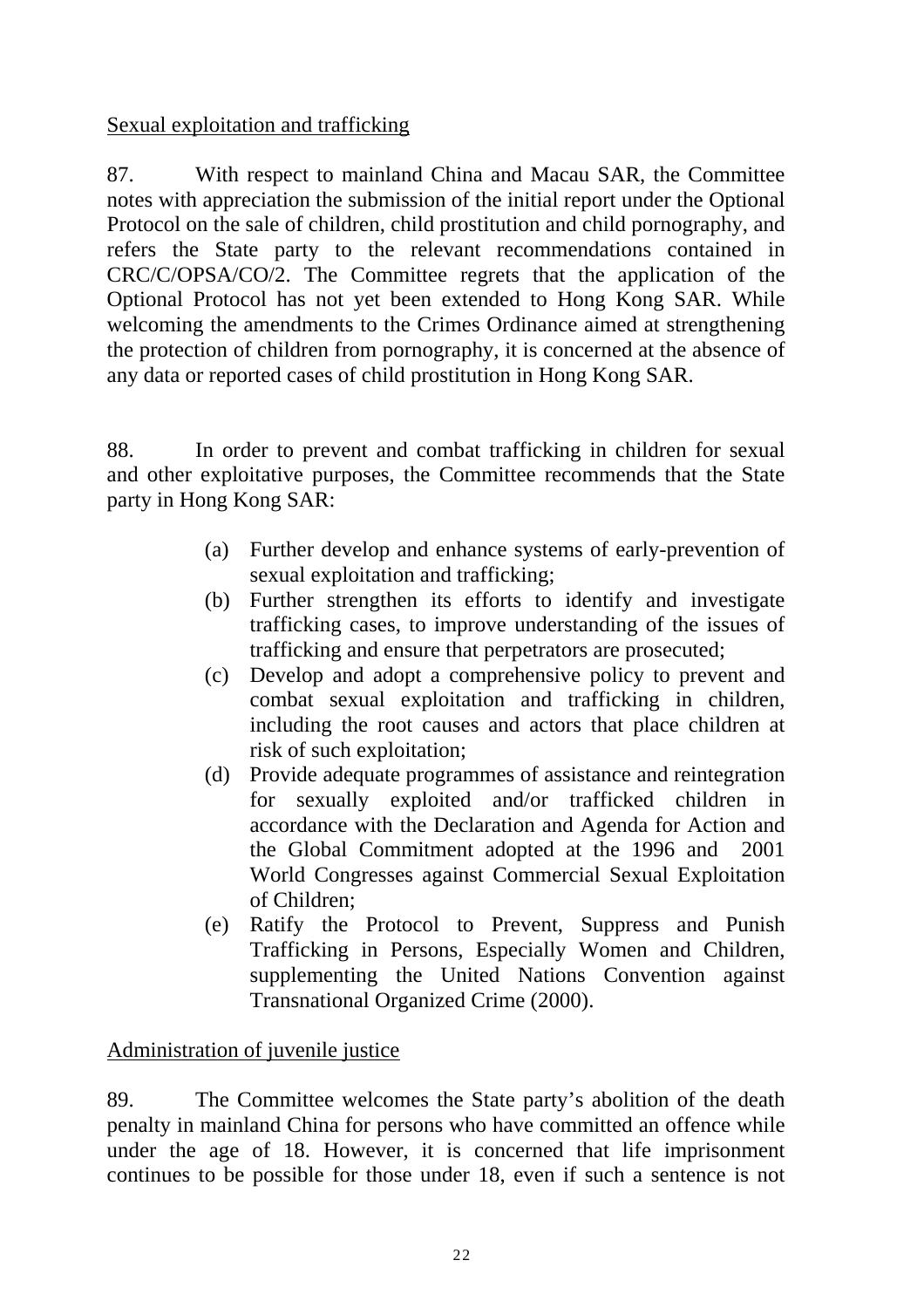Sexual exploitation and trafficking

87. With respect to mainland China and Macau SAR, the Committee notes with appreciation the submission of the initial report under the Optional Protocol on the sale of children, child prostitution and child pornography, and refers the State party to the relevant recommendations contained in CRC/C/OPSA/CO/2. The Committee regrets that the application of the Optional Protocol has not yet been extended to Hong Kong SAR. While welcoming the amendments to the Crimes Ordinance aimed at strengthening the protection of children from pornography, it is concerned at the absence of any data or reported cases of child prostitution in Hong Kong SAR.

88. In order to prevent and combat trafficking in children for sexual and other exploitative purposes, the Committee recommends that the State party in Hong Kong SAR:

(a) Further develop and enhance systems of early-prevention of sexual exploitation and trafficking;
(b) Further strengthen its efforts to identify and investigate trafficking cases, to improve understanding of the issues of trafficking and ensure that perpetrators are prosecuted;
(c) Develop and adopt a comprehensive policy to prevent and combat sexual exploitation and trafficking in children, including the root causes and actors that place children at risk of such exploitation;
(d) Provide adequate programmes of assistance and reintegration for sexually exploited and/or trafficked children in accordance with the Declaration and Agenda for Action and the Global Commitment adopted at the 1996 and 2001 World Congresses against Commercial Sexual Exploitation of Children;
(e) Ratify the Protocol to Prevent, Suppress and Punish Trafficking in Persons, Especially Women and Children, supplementing the United Nations Convention against Transnational Organized Crime (2000).

Administration of juvenile justice

89. The Committee welcomes the State party's abolition of the death penalty in mainland China for persons who have committed an offence while under the age of 18. However, it is concerned that life imprisonment continues to be possible for those under 18, even if such a sentence is not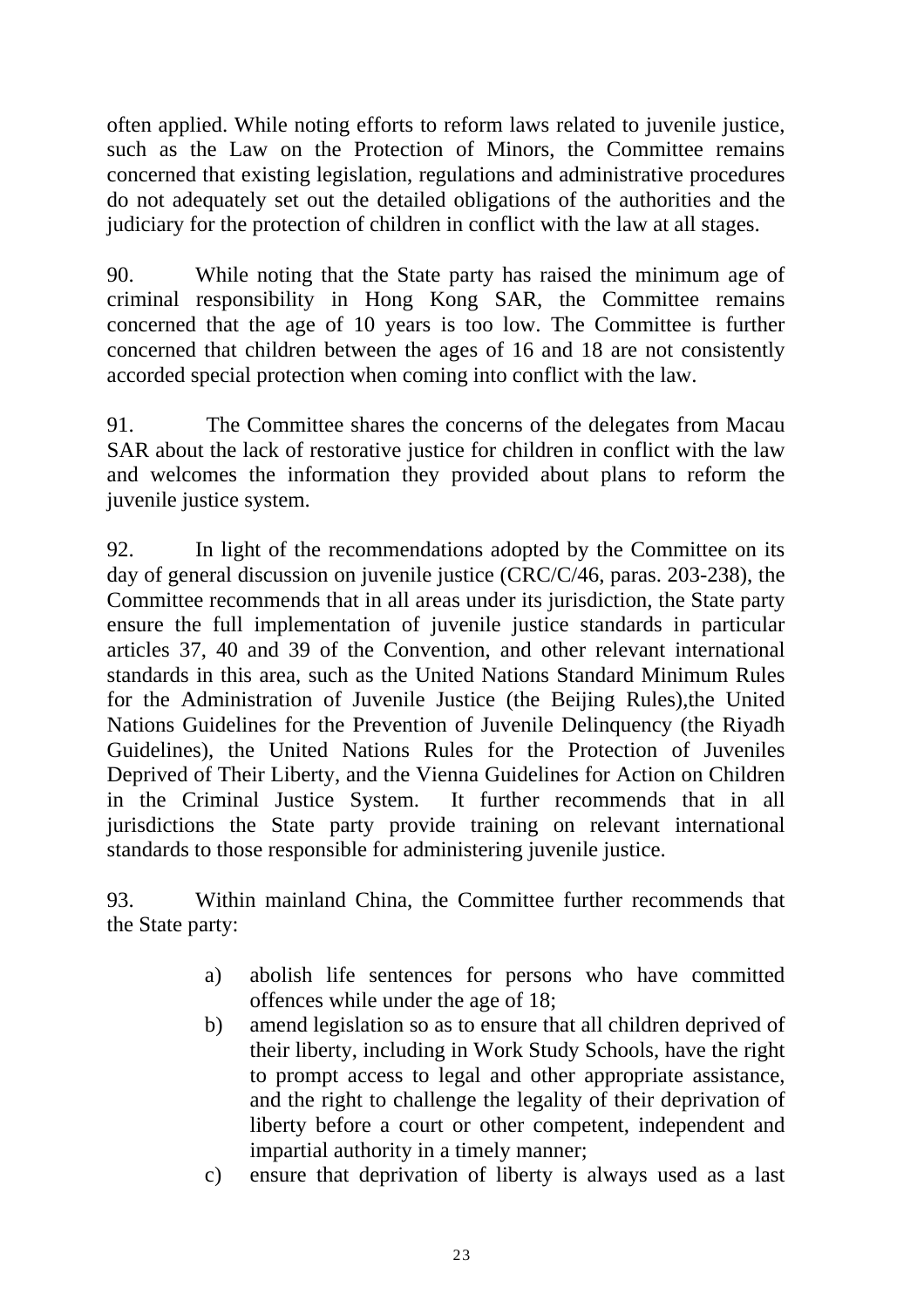often applied. While noting efforts to reform laws related to juvenile justice, such as the Law on the Protection of Minors, the Committee remains concerned that existing legislation, regulations and administrative procedures do not adequately set out the detailed obligations of the authorities and the judiciary for the protection of children in conflict with the law at all stages.

90. While noting that the State party has raised the minimum age of criminal responsibility in Hong Kong SAR, the Committee remains concerned that the age of 10 years is too low. The Committee is further concerned that children between the ages of 16 and 18 are not consistently accorded special protection when coming into conflict with the law.

91. The Committee shares the concerns of the delegates from Macau SAR about the lack of restorative justice for children in conflict with the law and welcomes the information they provided about plans to reform the juvenile justice system.

92. In light of the recommendations adopted by the Committee on its day of general discussion on juvenile justice (CRC/C/46, paras. 203-238), the Committee recommends that in all areas under its jurisdiction, the State party ensure the full implementation of juvenile justice standards in particular articles 37, 40 and 39 of the Convention, and other relevant international standards in this area, such as the United Nations Standard Minimum Rules for the Administration of Juvenile Justice (the Beijing Rules),the United Nations Guidelines for the Prevention of Juvenile Delinquency (the Riyadh Guidelines), the United Nations Rules for the Protection of Juveniles Deprived of Their Liberty, and the Vienna Guidelines for Action on Children in the Criminal Justice System. It further recommends that in all jurisdictions the State party provide training on relevant international standards to those responsible for administering juvenile justice.

93. Within mainland China, the Committee further recommends that the State party:

a) abolish life sentences for persons who have committed offences while under the age of 18;
b) amend legislation so as to ensure that all children deprived of their liberty, including in Work Study Schools, have the right to prompt access to legal and other appropriate assistance, and the right to challenge the legality of their deprivation of liberty before a court or other competent, independent and impartial authority in a timely manner;
c) ensure that deprivation of liberty is always used as a last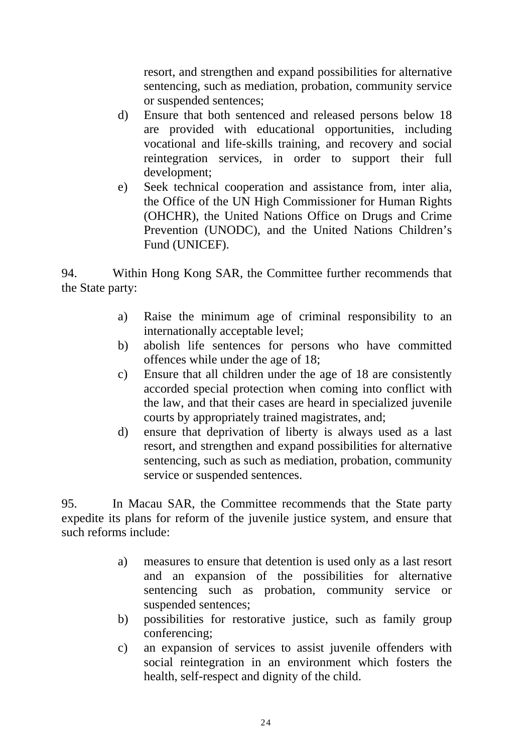resort, and strengthen and expand possibilities for alternative sentencing, such as mediation, probation, community service or suspended sentences;

d) Ensure that both sentenced and released persons below 18 are provided with educational opportunities, including vocational and life-skills training, and recovery and social reintegration services, in order to support their full development;

e) Seek technical cooperation and assistance from, inter alia, the Office of the UN High Commissioner for Human Rights (OHCHR), the United Nations Office on Drugs and Crime Prevention (UNODC), and the United Nations Children's Fund (UNICEF).

94. Within Hong Kong SAR, the Committee further recommends that the State party:

a) Raise the minimum age of criminal responsibility to an internationally acceptable level;

b) abolish life sentences for persons who have committed offences while under the age of 18;

c) Ensure that all children under the age of 18 are consistently accorded special protection when coming into conflict with the law, and that their cases are heard in specialized juvenile courts by appropriately trained magistrates, and;

d) ensure that deprivation of liberty is always used as a last resort, and strengthen and expand possibilities for alternative sentencing, such as such as mediation, probation, community service or suspended sentences.

95. In Macau SAR, the Committee recommends that the State party expedite its plans for reform of the juvenile justice system, and ensure that such reforms include:

a) measures to ensure that detention is used only as a last resort and an expansion of the possibilities for alternative sentencing such as probation, community service or suspended sentences;

b) possibilities for restorative justice, such as family group conferencing;

c) an expansion of services to assist juvenile offenders with social reintegration in an environment which fosters the health, self-respect and dignity of the child.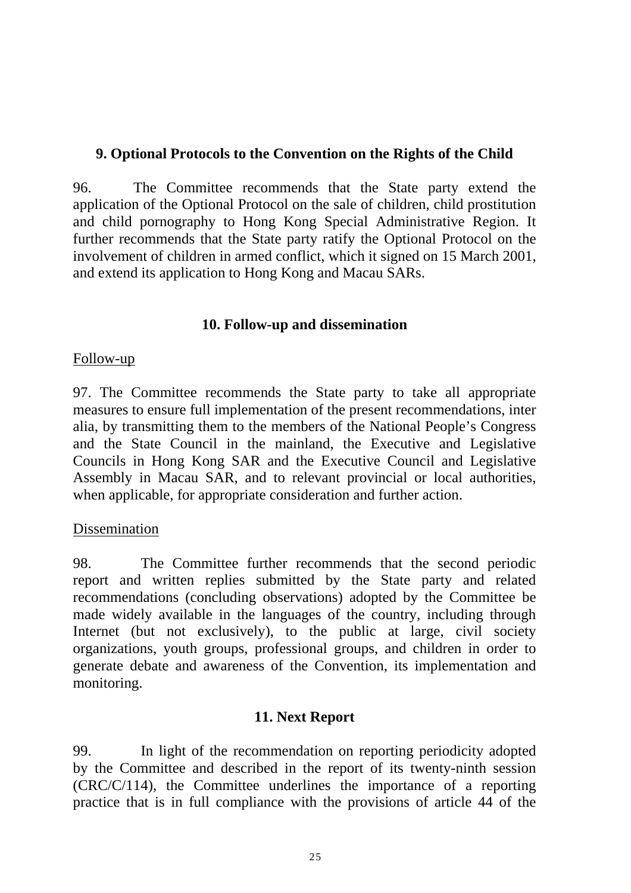### 9. Optional Protocols to the Convention on the Rights of the Child

96. The Committee recommends that the State party extend the application of the Optional Protocol on the sale of children, child prostitution and child pornography to Hong Kong Special Administrative Region. It further recommends that the State party ratify the Optional Protocol on the involvement of children in armed conflict, which it signed on 15 March 2001, and extend its application to Hong Kong and Macau SARs.

### 10. Follow-up and dissemination

Follow-up

97. The Committee recommends the State party to take all appropriate measures to ensure full implementation of the present recommendations, inter alia, by transmitting them to the members of the National People's Congress and the State Council in the mainland, the Executive and Legislative Councils in Hong Kong SAR and the Executive Council and Legislative Assembly in Macau SAR, and to relevant provincial or local authorities, when applicable, for appropriate consideration and further action.

Dissemination

98. The Committee further recommends that the second periodic report and written replies submitted by the State party and related recommendations (concluding observations) adopted by the Committee be made widely available in the languages of the country, including through Internet (but not exclusively), to the public at large, civil society organizations, youth groups, professional groups, and children in order to generate debate and awareness of the Convention, its implementation and monitoring.

### 11. Next Report

99. In light of the recommendation on reporting periodicity adopted by the Committee and described in the report of its twenty-ninth session (CRC/C/114), the Committee underlines the importance of a reporting practice that is in full compliance with the provisions of article 44 of the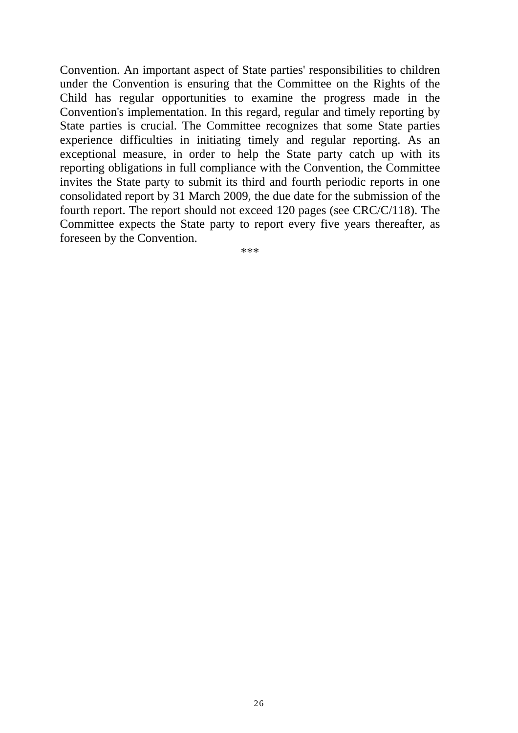Convention. An important aspect of State parties' responsibilities to children under the Convention is ensuring that the Committee on the Rights of the Child has regular opportunities to examine the progress made in the Convention's implementation. In this regard, regular and timely reporting by State parties is crucial. The Committee recognizes that some State parties experience difficulties in initiating timely and regular reporting. As an exceptional measure, in order to help the State party catch up with its reporting obligations in full compliance with the Convention, the Committee invites the State party to submit its third and fourth periodic reports in one consolidated report by 31 March 2009, the due date for the submission of the fourth report. The report should not exceed 120 pages (see CRC/C/118). The Committee expects the State party to report every five years thereafter, as foreseen by the Convention.

***